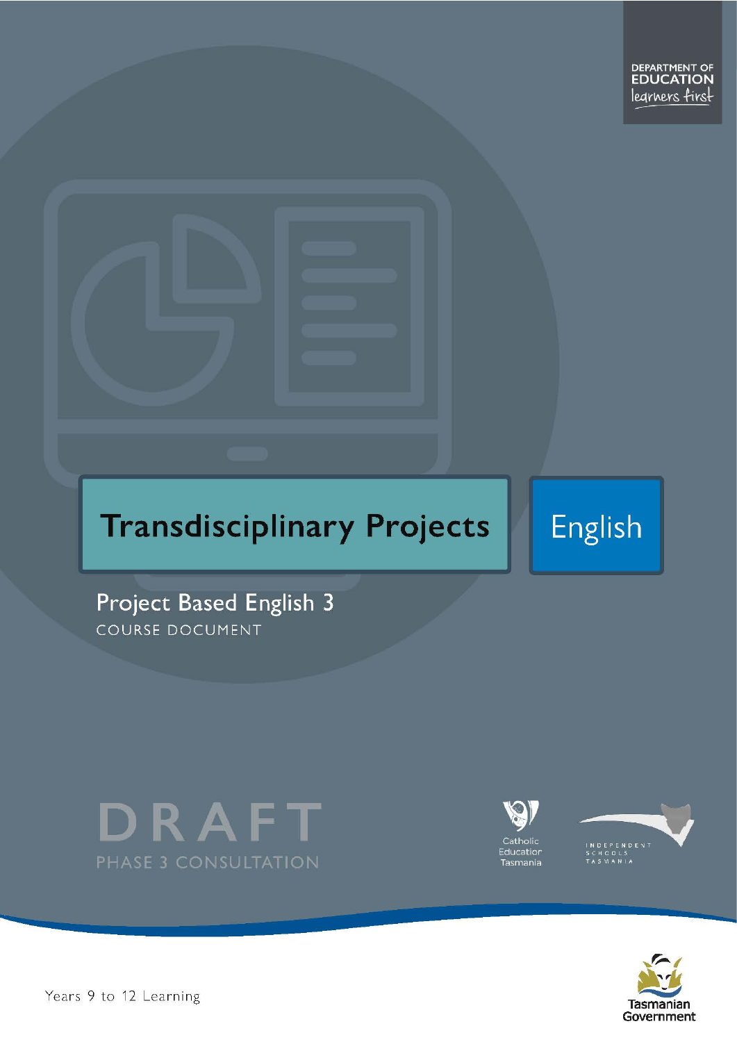DEPARTMENT OF EDUCATION
learners first

# Transdisciplinary Projects

English

## Project Based English 3

COURSE DOCUMENT

DRAFT

PHASE 3 CONSULTATION

Catholic Education Tasmania

INDEPENDENT SCHOOLS TASMANIA

Years 9 to 12 Learning

Tasmanian Government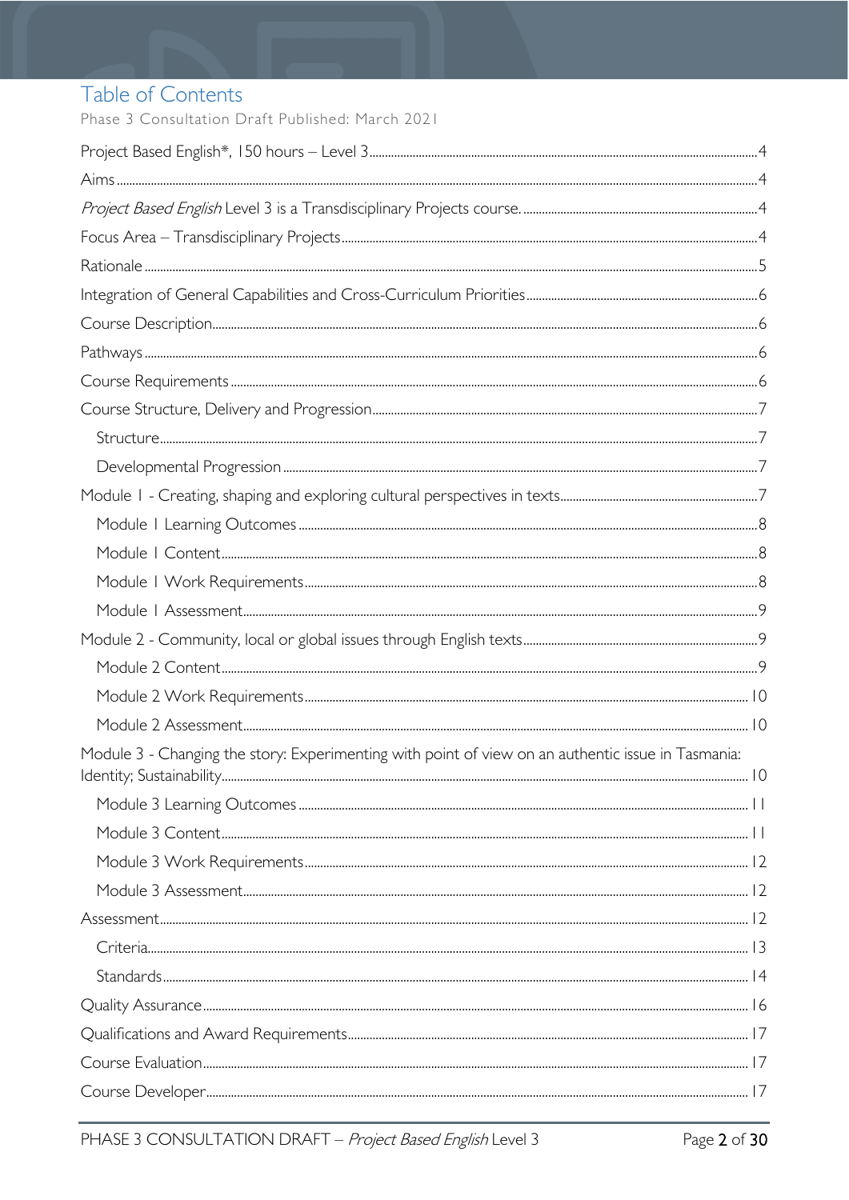# Table of Contents

Phase 3 Consultation Draft Published: March 2021

- Project Based English*, 150 hours – Level 3 ... 4
- Aims ... 4
- *Project Based English* Level 3 is a Transdisciplinary Projects course. ... 4
- Focus Area – Transdisciplinary Projects ... 4
- Rationale ... 5
- Integration of General Capabilities and Cross-Curriculum Priorities ... 6
- Course Description ... 6
- Pathways ... 6
- Course Requirements ... 6
- Course Structure, Delivery and Progression ... 7
  - Structure ... 7
  - Developmental Progression ... 7
- Module 1 - Creating, shaping and exploring cultural perspectives in texts ... 7
  - Module 1 Learning Outcomes ... 8
  - Module 1 Content ... 8
  - Module 1 Work Requirements ... 8
  - Module 1 Assessment ... 9
- Module 2 - Community, local or global issues through English texts ... 9
  - Module 2 Content ... 9
  - Module 2 Work Requirements ... 10
  - Module 2 Assessment ... 10
- Module 3 - Changing the story: Experimenting with point of view on an authentic issue in Tasmania: Identity; Sustainability ... 10
  - Module 3 Learning Outcomes ... 11
  - Module 3 Content ... 11
  - Module 3 Work Requirements ... 12
  - Module 3 Assessment ... 12
- Assessment ... 12
  - Criteria ... 13
  - Standards ... 14
- Quality Assurance ... 16
- Qualifications and Award Requirements ... 17
- Course Evaluation ... 17
- Course Developer ... 17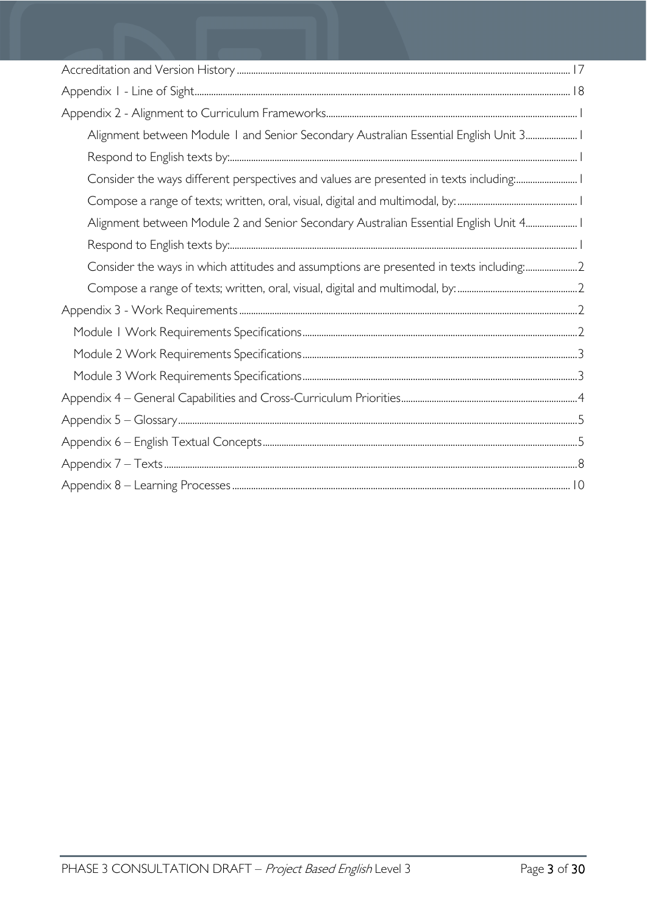- Accreditation and Version History ... 17
- Appendix 1 - Line of Sight ... 18
- Appendix 2 - Alignment to Curriculum Frameworks ... 1
    - Alignment between Module 1 and Senior Secondary Australian Essential English Unit 3 ... 1
    - Respond to English texts by: ... 1
    - Consider the ways different perspectives and values are presented in texts including: ... 1
    - Compose a range of texts; written, oral, visual, digital and multimodal, by: ... 1
    - Alignment between Module 2 and Senior Secondary Australian Essential English Unit 4 ... 1
    - Respond to English texts by: ... 1
    - Consider the ways in which attitudes and assumptions are presented in texts including: ... 2
    - Compose a range of texts; written, oral, visual, digital and multimodal, by: ... 2
- Appendix 3 - Work Requirements ... 2
    - Module 1 Work Requirements Specifications ... 2
    - Module 2 Work Requirements Specifications ... 3
    - Module 3 Work Requirements Specifications ... 3
- Appendix 4 – General Capabilities and Cross-Curriculum Priorities ... 4
- Appendix 5 – Glossary ... 5
- Appendix 6 – English Textual Concepts ... 5
- Appendix 7 – Texts ... 8
- Appendix 8 – Learning Processes ... 10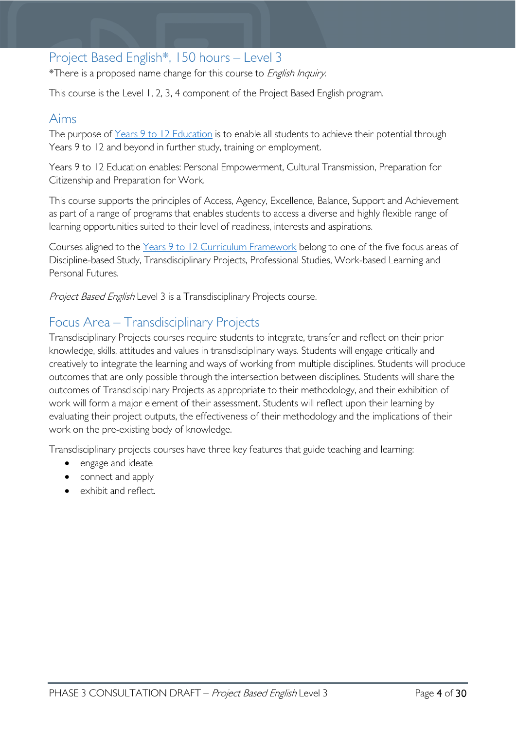## Project Based English*, 150 hours – Level 3

*There is a proposed name change for this course to *English Inquiry*.

This course is the Level 1, 2, 3, 4 component of the Project Based English program.

## Aims

The purpose of Years 9 to 12 Education is to enable all students to achieve their potential through Years 9 to 12 and beyond in further study, training or employment.

Years 9 to 12 Education enables: Personal Empowerment, Cultural Transmission, Preparation for Citizenship and Preparation for Work.

This course supports the principles of Access, Agency, Excellence, Balance, Support and Achievement as part of a range of programs that enables students to access a diverse and highly flexible range of learning opportunities suited to their level of readiness, interests and aspirations.

Courses aligned to the Years 9 to 12 Curriculum Framework belong to one of the five focus areas of Discipline-based Study, Transdisciplinary Projects, Professional Studies, Work-based Learning and Personal Futures.

*Project Based English* Level 3 is a Transdisciplinary Projects course.

## Focus Area – Transdisciplinary Projects

Transdisciplinary Projects courses require students to integrate, transfer and reflect on their prior knowledge, skills, attitudes and values in transdisciplinary ways. Students will engage critically and creatively to integrate the learning and ways of working from multiple disciplines. Students will produce outcomes that are only possible through the intersection between disciplines. Students will share the outcomes of Transdisciplinary Projects as appropriate to their methodology, and their exhibition of work will form a major element of their assessment. Students will reflect upon their learning by evaluating their project outputs, the effectiveness of their methodology and the implications of their work on the pre-existing body of knowledge.

Transdisciplinary projects courses have three key features that guide teaching and learning:

- engage and ideate
- connect and apply
- exhibit and reflect.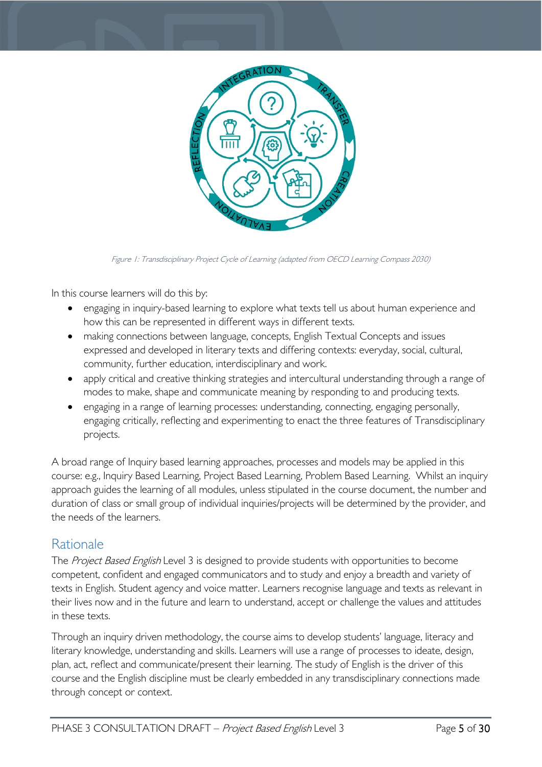Figure 1: Transdisciplinary Project Cycle of Learning (adapted from OECD Learning Compass 2030)

In this course learners will do this by:

- engaging in inquiry-based learning to explore what texts tell us about human experience and how this can be represented in different ways in different texts.
- making connections between language, concepts, English Textual Concepts and issues expressed and developed in literary texts and differing contexts: everyday, social, cultural, community, further education, interdisciplinary and work.
- apply critical and creative thinking strategies and intercultural understanding through a range of modes to make, shape and communicate meaning by responding to and producing texts.
- engaging in a range of learning processes: understanding, connecting, engaging personally, engaging critically, reflecting and experimenting to enact the three features of Transdisciplinary projects.

A broad range of Inquiry based learning approaches, processes and models may be applied in this course: e.g., Inquiry Based Learning, Project Based Learning, Problem Based Learning. Whilst an inquiry approach guides the learning of all modules, unless stipulated in the course document, the number and duration of class or small group of individual inquiries/projects will be determined by the provider, and the needs of the learners.

## Rationale

The *Project Based English* Level 3 is designed to provide students with opportunities to become competent, confident and engaged communicators and to study and enjoy a breadth and variety of texts in English. Student agency and voice matter. Learners recognise language and texts as relevant in their lives now and in the future and learn to understand, accept or challenge the values and attitudes in these texts.

Through an inquiry driven methodology, the course aims to develop students' language, literacy and literary knowledge, understanding and skills. Learners will use a range of processes to ideate, design, plan, act, reflect and communicate/present their learning. The study of English is the driver of this course and the English discipline must be clearly embedded in any transdisciplinary connections made through concept or context.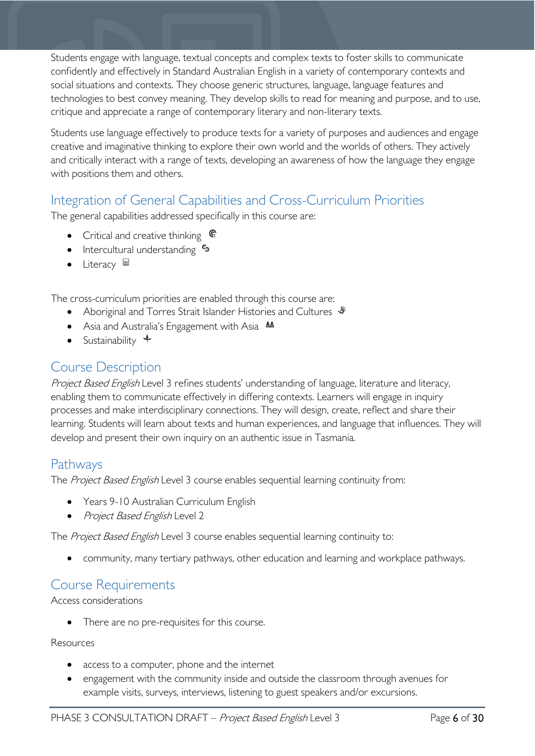Students engage with language, textual concepts and complex texts to foster skills to communicate confidently and effectively in Standard Australian English in a variety of contemporary contexts and social situations and contexts. They choose generic structures, language, language features and technologies to best convey meaning. They develop skills to read for meaning and purpose, and to use, critique and appreciate a range of contemporary literary and non-literary texts.

Students use language effectively to produce texts for a variety of purposes and audiences and engage creative and imaginative thinking to explore their own world and the worlds of others. They actively and critically interact with a range of texts, developing an awareness of how the language they engage with positions them and others.

## Integration of General Capabilities and Cross-Curriculum Priorities

The general capabilities addressed specifically in this course are:

- Critical and creative thinking
- Intercultural understanding
- Literacy

The cross-curriculum priorities are enabled through this course are:

- Aboriginal and Torres Strait Islander Histories and Cultures
- Asia and Australia's Engagement with Asia
- Sustainability

## Course Description

*Project Based English* Level 3 refines students' understanding of language, literature and literacy, enabling them to communicate effectively in differing contexts. Learners will engage in inquiry processes and make interdisciplinary connections. They will design, create, reflect and share their learning. Students will learn about texts and human experiences, and language that influences. They will develop and present their own inquiry on an authentic issue in Tasmania.

## Pathways

The *Project Based English* Level 3 course enables sequential learning continuity from:

- Years 9-10 Australian Curriculum English
- *Project Based English* Level 2

The *Project Based English* Level 3 course enables sequential learning continuity to:

- community, many tertiary pathways, other education and learning and workplace pathways.

## Course Requirements

Access considerations

- There are no pre-requisites for this course.

Resources

- access to a computer, phone and the internet
- engagement with the community inside and outside the classroom through avenues for example visits, surveys, interviews, listening to guest speakers and/or excursions.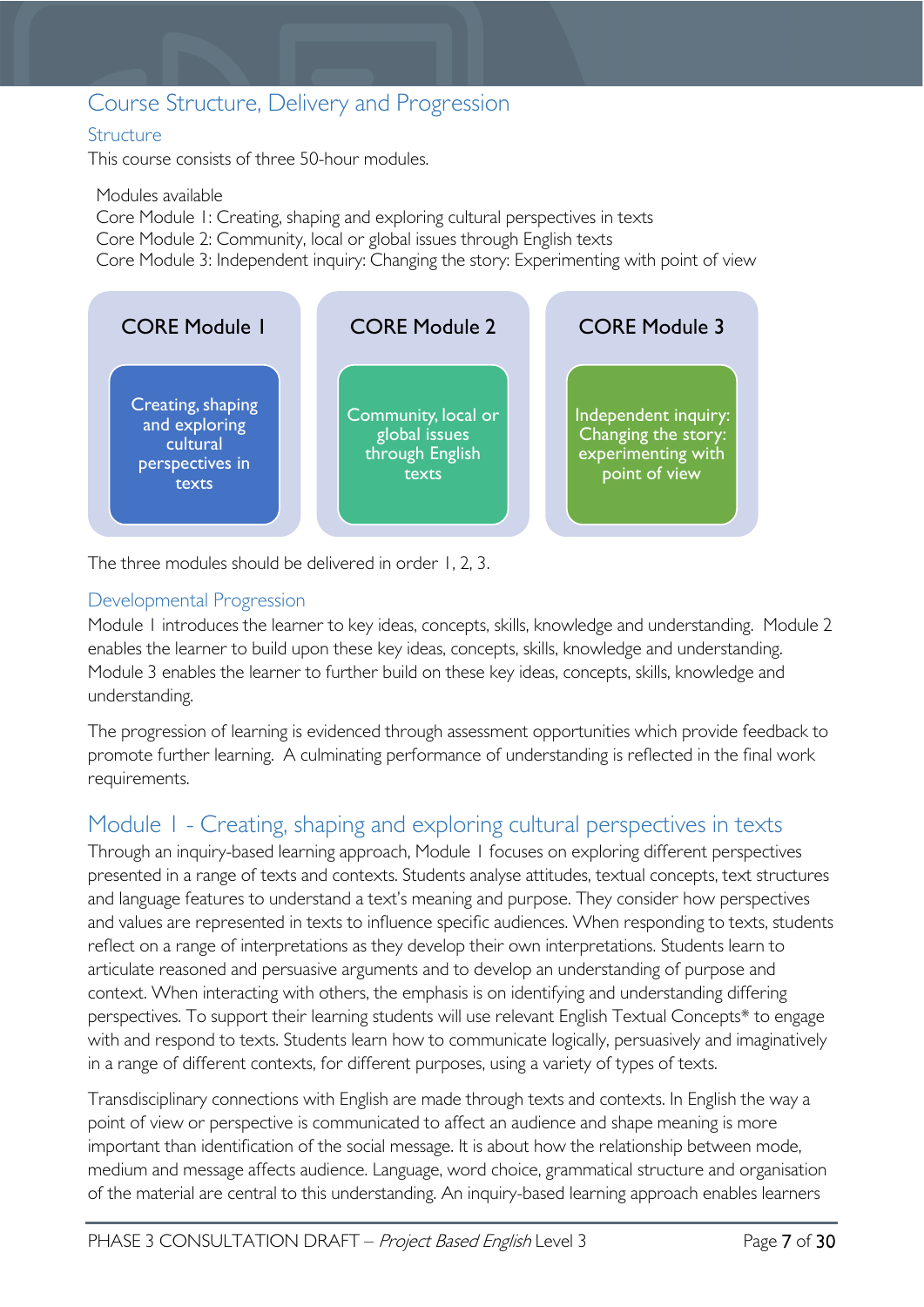## Course Structure, Delivery and Progression

### Structure

This course consists of three 50-hour modules.

Modules available
Core Module 1: Creating, shaping and exploring cultural perspectives in texts
Core Module 2: Community, local or global issues through English texts
Core Module 3: Independent inquiry: Changing the story: Experimenting with point of view

| CORE Module 1 | CORE Module 2 | CORE Module 3 |
|---|---|---|
| Creating, shaping and exploring cultural perspectives in texts | Community, local or global issues through English texts | Independent inquiry: Changing the story: experimenting with point of view |

The three modules should be delivered in order 1, 2, 3.

### Developmental Progression

Module 1 introduces the learner to key ideas, concepts, skills, knowledge and understanding. Module 2 enables the learner to build upon these key ideas, concepts, skills, knowledge and understanding. Module 3 enables the learner to further build on these key ideas, concepts, skills, knowledge and understanding.

The progression of learning is evidenced through assessment opportunities which provide feedback to promote further learning. A culminating performance of understanding is reflected in the final work requirements.

## Module 1 - Creating, shaping and exploring cultural perspectives in texts

Through an inquiry-based learning approach, Module 1 focuses on exploring different perspectives presented in a range of texts and contexts. Students analyse attitudes, textual concepts, text structures and language features to understand a text's meaning and purpose. They consider how perspectives and values are represented in texts to influence specific audiences. When responding to texts, students reflect on a range of interpretations as they develop their own interpretations. Students learn to articulate reasoned and persuasive arguments and to develop an understanding of purpose and context. When interacting with others, the emphasis is on identifying and understanding differing perspectives. To support their learning students will use relevant English Textual Concepts* to engage with and respond to texts. Students learn how to communicate logically, persuasively and imaginatively in a range of different contexts, for different purposes, using a variety of types of texts.

Transdisciplinary connections with English are made through texts and contexts. In English the way a point of view or perspective is communicated to affect an audience and shape meaning is more important than identification of the social message. It is about how the relationship between mode, medium and message affects audience. Language, word choice, grammatical structure and organisation of the material are central to this understanding. An inquiry-based learning approach enables learners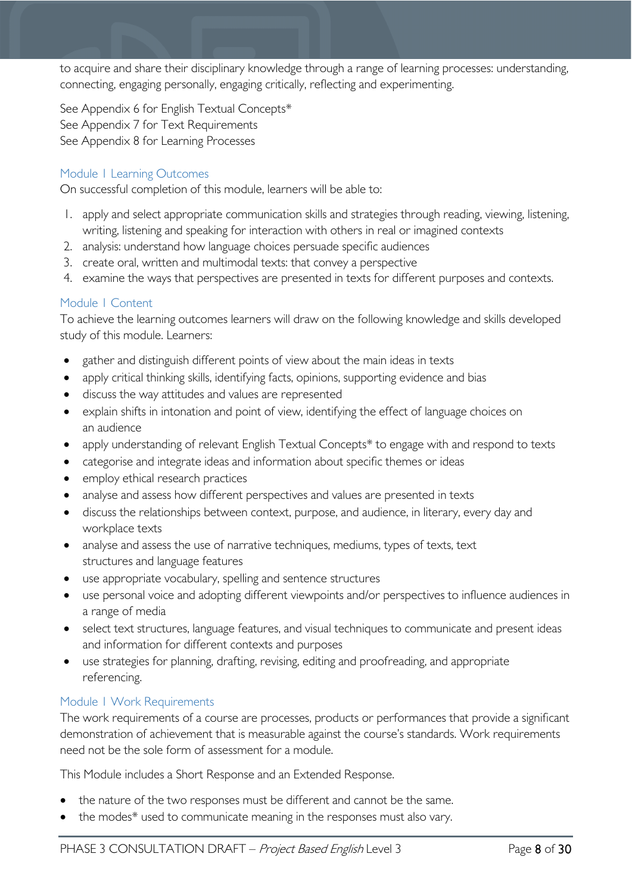to acquire and share their disciplinary knowledge through a range of learning processes: understanding, connecting, engaging personally, engaging critically, reflecting and experimenting.

See Appendix 6 for English Textual Concepts*
See Appendix 7 for Text Requirements
See Appendix 8 for Learning Processes

### Module 1 Learning Outcomes

On successful completion of this module, learners will be able to:

1. apply and select appropriate communication skills and strategies through reading, viewing, listening, writing, listening and speaking for interaction with others in real or imagined contexts
2. analysis: understand how language choices persuade specific audiences
3. create oral, written and multimodal texts: that convey a perspective
4. examine the ways that perspectives are presented in texts for different purposes and contexts.

### Module 1 Content

To achieve the learning outcomes learners will draw on the following knowledge and skills developed study of this module. Learners:

- gather and distinguish different points of view about the main ideas in texts
- apply critical thinking skills, identifying facts, opinions, supporting evidence and bias
- discuss the way attitudes and values are represented
- explain shifts in intonation and point of view, identifying the effect of language choices on an audience
- apply understanding of relevant English Textual Concepts* to engage with and respond to texts
- categorise and integrate ideas and information about specific themes or ideas
- employ ethical research practices
- analyse and assess how different perspectives and values are presented in texts
- discuss the relationships between context, purpose, and audience, in literary, every day and workplace texts
- analyse and assess the use of narrative techniques, mediums, types of texts, text structures and language features
- use appropriate vocabulary, spelling and sentence structures
- use personal voice and adopting different viewpoints and/or perspectives to influence audiences in a range of media
- select text structures, language features, and visual techniques to communicate and present ideas and information for different contexts and purposes
- use strategies for planning, drafting, revising, editing and proofreading, and appropriate referencing.

### Module 1 Work Requirements

The work requirements of a course are processes, products or performances that provide a significant demonstration of achievement that is measurable against the course's standards. Work requirements need not be the sole form of assessment for a module.

This Module includes a Short Response and an Extended Response.

- the nature of the two responses must be different and cannot be the same.
- the modes* used to communicate meaning in the responses must also vary.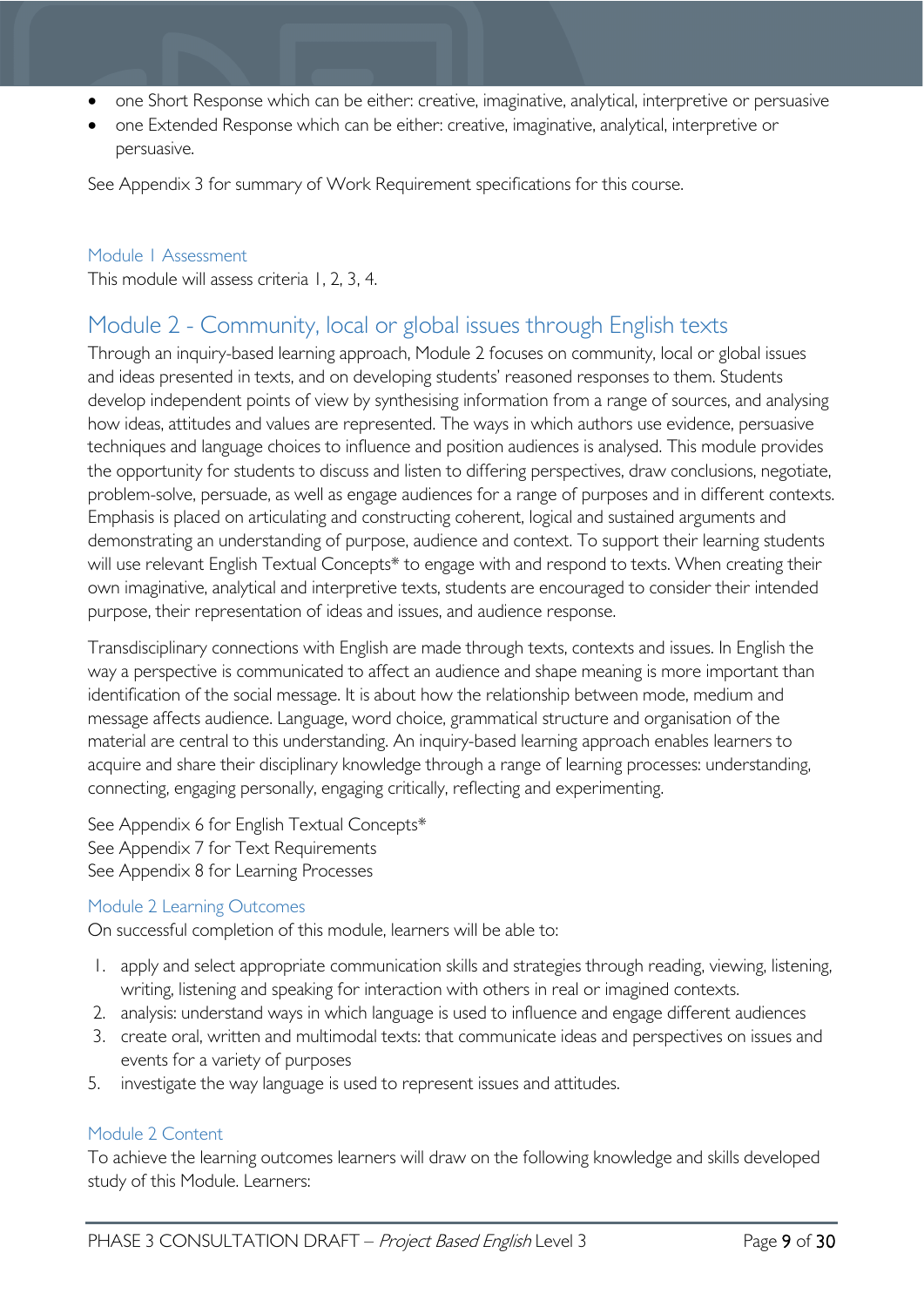- one Short Response which can be either: creative, imaginative, analytical, interpretive or persuasive
- one Extended Response which can be either: creative, imaginative, analytical, interpretive or persuasive.

See Appendix 3 for summary of Work Requirement specifications for this course.

### Module 1 Assessment

This module will assess criteria 1, 2, 3, 4.

## Module 2 - Community, local or global issues through English texts

Through an inquiry-based learning approach, Module 2 focuses on community, local or global issues and ideas presented in texts, and on developing students' reasoned responses to them. Students develop independent points of view by synthesising information from a range of sources, and analysing how ideas, attitudes and values are represented. The ways in which authors use evidence, persuasive techniques and language choices to influence and position audiences is analysed. This module provides the opportunity for students to discuss and listen to differing perspectives, draw conclusions, negotiate, problem-solve, persuade, as well as engage audiences for a range of purposes and in different contexts. Emphasis is placed on articulating and constructing coherent, logical and sustained arguments and demonstrating an understanding of purpose, audience and context. To support their learning students will use relevant English Textual Concepts* to engage with and respond to texts. When creating their own imaginative, analytical and interpretive texts, students are encouraged to consider their intended purpose, their representation of ideas and issues, and audience response.

Transdisciplinary connections with English are made through texts, contexts and issues. In English the way a perspective is communicated to affect an audience and shape meaning is more important than identification of the social message. It is about how the relationship between mode, medium and message affects audience. Language, word choice, grammatical structure and organisation of the material are central to this understanding. An inquiry-based learning approach enables learners to acquire and share their disciplinary knowledge through a range of learning processes: understanding, connecting, engaging personally, engaging critically, reflecting and experimenting.

See Appendix 6 for English Textual Concepts*
See Appendix 7 for Text Requirements
See Appendix 8 for Learning Processes

### Module 2 Learning Outcomes

On successful completion of this module, learners will be able to:

1. apply and select appropriate communication skills and strategies through reading, viewing, listening, writing, listening and speaking for interaction with others in real or imagined contexts.
2. analysis: understand ways in which language is used to influence and engage different audiences
3. create oral, written and multimodal texts: that communicate ideas and perspectives on issues and events for a variety of purposes
5. investigate the way language is used to represent issues and attitudes.

### Module 2 Content

To achieve the learning outcomes learners will draw on the following knowledge and skills developed study of this Module. Learners: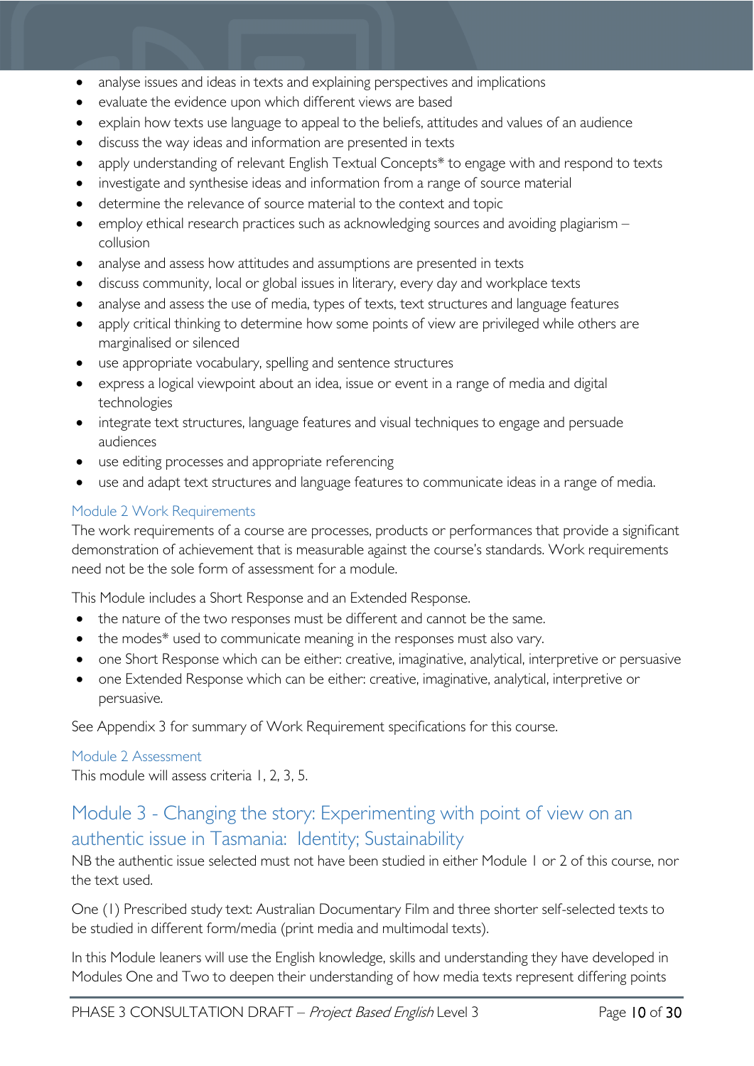- analyse issues and ideas in texts and explaining perspectives and implications
- evaluate the evidence upon which different views are based
- explain how texts use language to appeal to the beliefs, attitudes and values of an audience
- discuss the way ideas and information are presented in texts
- apply understanding of relevant English Textual Concepts* to engage with and respond to texts
- investigate and synthesise ideas and information from a range of source material
- determine the relevance of source material to the context and topic
- employ ethical research practices such as acknowledging sources and avoiding plagiarism – collusion
- analyse and assess how attitudes and assumptions are presented in texts
- discuss community, local or global issues in literary, every day and workplace texts
- analyse and assess the use of media, types of texts, text structures and language features
- apply critical thinking to determine how some points of view are privileged while others are marginalised or silenced
- use appropriate vocabulary, spelling and sentence structures
- express a logical viewpoint about an idea, issue or event in a range of media and digital technologies
- integrate text structures, language features and visual techniques to engage and persuade audiences
- use editing processes and appropriate referencing
- use and adapt text structures and language features to communicate ideas in a range of media.

### Module 2 Work Requirements

The work requirements of a course are processes, products or performances that provide a significant demonstration of achievement that is measurable against the course's standards. Work requirements need not be the sole form of assessment for a module.

This Module includes a Short Response and an Extended Response.

- the nature of the two responses must be different and cannot be the same.
- the modes* used to communicate meaning in the responses must also vary.
- one Short Response which can be either: creative, imaginative, analytical, interpretive or persuasive
- one Extended Response which can be either: creative, imaginative, analytical, interpretive or persuasive.

See Appendix 3 for summary of Work Requirement specifications for this course.

### Module 2 Assessment

This module will assess criteria 1, 2, 3, 5.

## Module 3 - Changing the story: Experimenting with point of view on an authentic issue in Tasmania: Identity; Sustainability

NB the authentic issue selected must not have been studied in either Module 1 or 2 of this course, nor the text used.

One (1) Prescribed study text: Australian Documentary Film and three shorter self-selected texts to be studied in different form/media (print media and multimodal texts).

In this Module leaners will use the English knowledge, skills and understanding they have developed in Modules One and Two to deepen their understanding of how media texts represent differing points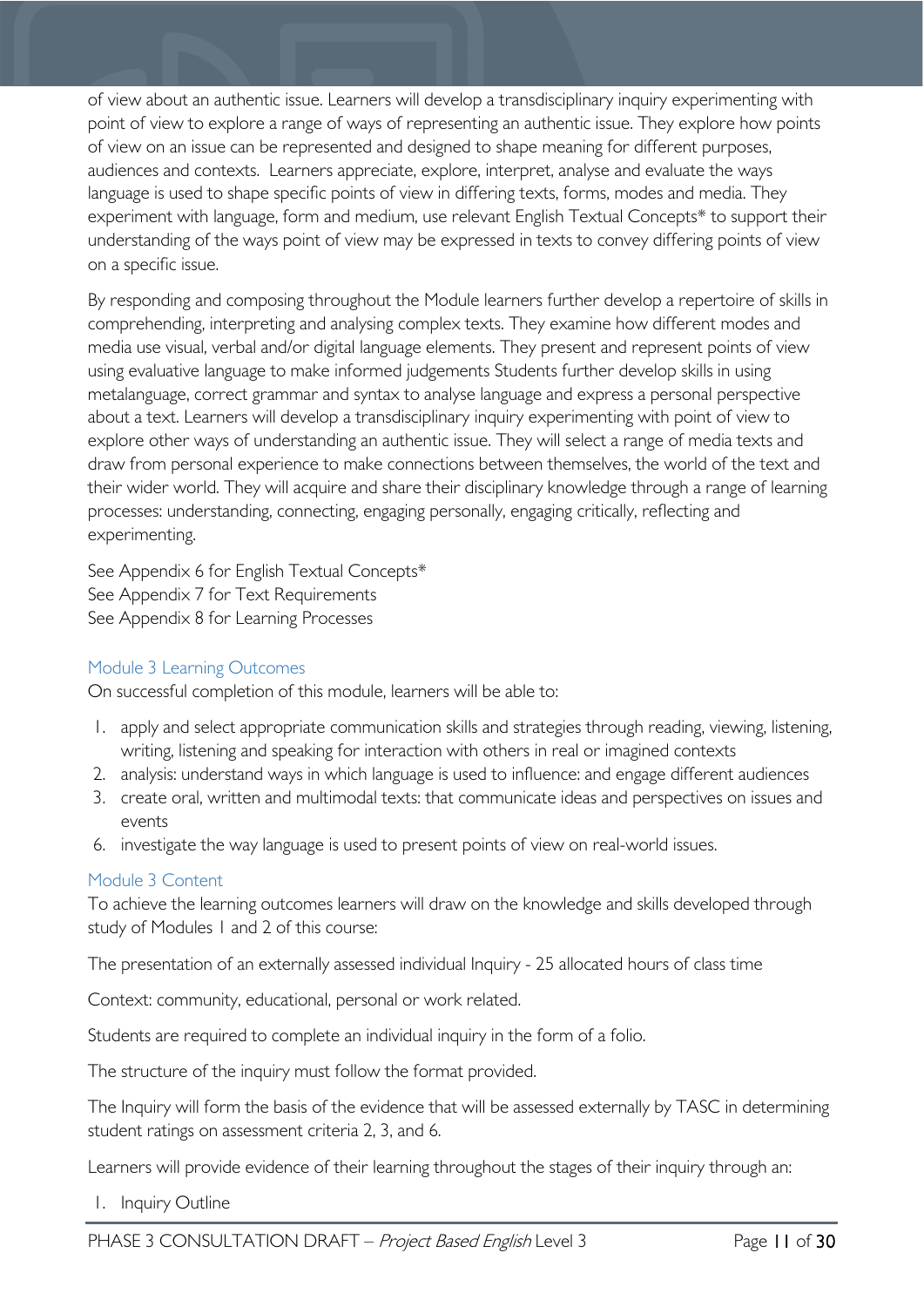of view about an authentic issue. Learners will develop a transdisciplinary inquiry experimenting with point of view to explore a range of ways of representing an authentic issue. They explore how points of view on an issue can be represented and designed to shape meaning for different purposes, audiences and contexts. Learners appreciate, explore, interpret, analyse and evaluate the ways language is used to shape specific points of view in differing texts, forms, modes and media. They experiment with language, form and medium, use relevant English Textual Concepts* to support their understanding of the ways point of view may be expressed in texts to convey differing points of view on a specific issue.

By responding and composing throughout the Module learners further develop a repertoire of skills in comprehending, interpreting and analysing complex texts. They examine how different modes and media use visual, verbal and/or digital language elements. They present and represent points of view using evaluative language to make informed judgements Students further develop skills in using metalanguage, correct grammar and syntax to analyse language and express a personal perspective about a text. Learners will develop a transdisciplinary inquiry experimenting with point of view to explore other ways of understanding an authentic issue. They will select a range of media texts and draw from personal experience to make connections between themselves, the world of the text and their wider world. They will acquire and share their disciplinary knowledge through a range of learning processes: understanding, connecting, engaging personally, engaging critically, reflecting and experimenting.

See Appendix 6 for English Textual Concepts*
See Appendix 7 for Text Requirements
See Appendix 8 for Learning Processes

### Module 3 Learning Outcomes

On successful completion of this module, learners will be able to:

1. apply and select appropriate communication skills and strategies through reading, viewing, listening, writing, listening and speaking for interaction with others in real or imagined contexts
2. analysis: understand ways in which language is used to influence: and engage different audiences
3. create oral, written and multimodal texts: that communicate ideas and perspectives on issues and events

6. investigate the way language is used to present points of view on real-world issues.

### Module 3 Content

To achieve the learning outcomes learners will draw on the knowledge and skills developed through study of Modules 1 and 2 of this course:

The presentation of an externally assessed individual Inquiry - 25 allocated hours of class time

Context: community, educational, personal or work related.

Students are required to complete an individual inquiry in the form of a folio.

The structure of the inquiry must follow the format provided.

The Inquiry will form the basis of the evidence that will be assessed externally by TASC in determining student ratings on assessment criteria 2, 3, and 6.

Learners will provide evidence of their learning throughout the stages of their inquiry through an:

1. Inquiry Outline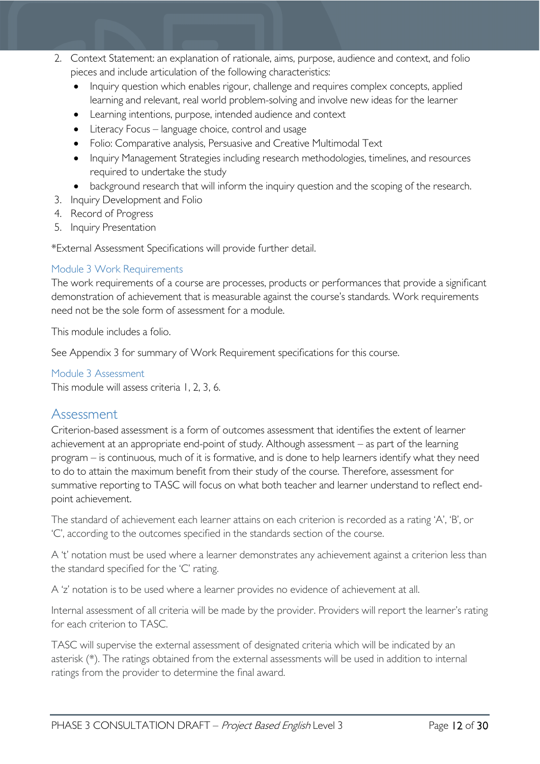2. Context Statement: an explanation of rationale, aims, purpose, audience and context, and folio pieces and include articulation of the following characteristics:
   - Inquiry question which enables rigour, challenge and requires complex concepts, applied learning and relevant, real world problem-solving and involve new ideas for the learner
   - Learning intentions, purpose, intended audience and context
   - Literacy Focus – language choice, control and usage
   - Folio: Comparative analysis, Persuasive and Creative Multimodal Text
   - Inquiry Management Strategies including research methodologies, timelines, and resources required to undertake the study
   - background research that will inform the inquiry question and the scoping of the research.
3. Inquiry Development and Folio
4. Record of Progress
5. Inquiry Presentation

*External Assessment Specifications will provide further detail.

### Module 3 Work Requirements

The work requirements of a course are processes, products or performances that provide a significant demonstration of achievement that is measurable against the course's standards. Work requirements need not be the sole form of assessment for a module.

This module includes a folio.

See Appendix 3 for summary of Work Requirement specifications for this course.

### Module 3 Assessment

This module will assess criteria 1, 2, 3, 6.

## Assessment

Criterion-based assessment is a form of outcomes assessment that identifies the extent of learner achievement at an appropriate end-point of study. Although assessment – as part of the learning program – is continuous, much of it is formative, and is done to help learners identify what they need to do to attain the maximum benefit from their study of the course. Therefore, assessment for summative reporting to TASC will focus on what both teacher and learner understand to reflect end-point achievement.

The standard of achievement each learner attains on each criterion is recorded as a rating 'A', 'B', or 'C', according to the outcomes specified in the standards section of the course.

A 't' notation must be used where a learner demonstrates any achievement against a criterion less than the standard specified for the 'C' rating.

A 'z' notation is to be used where a learner provides no evidence of achievement at all.

Internal assessment of all criteria will be made by the provider. Providers will report the learner's rating for each criterion to TASC.

TASC will supervise the external assessment of designated criteria which will be indicated by an asterisk (*). The ratings obtained from the external assessments will be used in addition to internal ratings from the provider to determine the final award.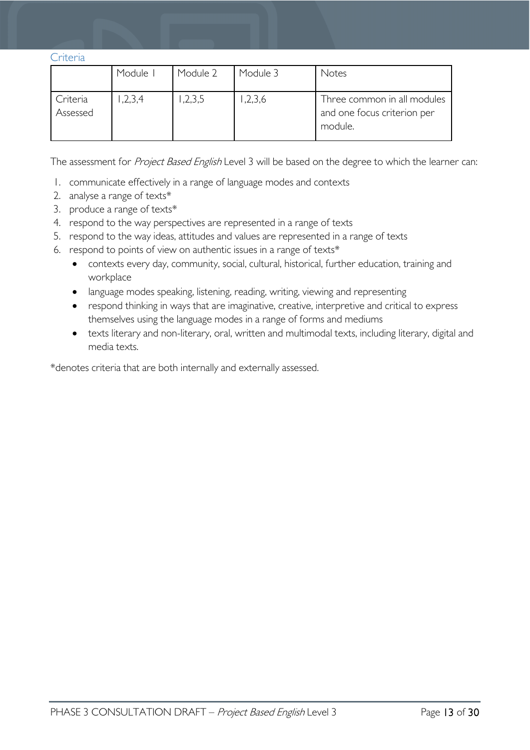### Criteria

| | Module 1 | Module 2 | Module 3 | Notes |
|---|---|---|---|---|
| Criteria Assessed | 1,2,3,4 | 1,2,3,5 | 1,2,3,6 | Three common in all modules and one focus criterion per module. |

The assessment for *Project Based English* Level 3 will be based on the degree to which the learner can:

1. communicate effectively in a range of language modes and contexts
2. analyse a range of texts*
3. produce a range of texts*
4. respond to the way perspectives are represented in a range of texts
5. respond to the way ideas, attitudes and values are represented in a range of texts
6. respond to points of view on authentic issues in a range of texts*
   - contexts every day, community, social, cultural, historical, further education, training and workplace
   - language modes speaking, listening, reading, writing, viewing and representing
   - respond thinking in ways that are imaginative, creative, interpretive and critical to express themselves using the language modes in a range of forms and mediums
   - texts literary and non-literary, oral, written and multimodal texts, including literary, digital and media texts.

*denotes criteria that are both internally and externally assessed.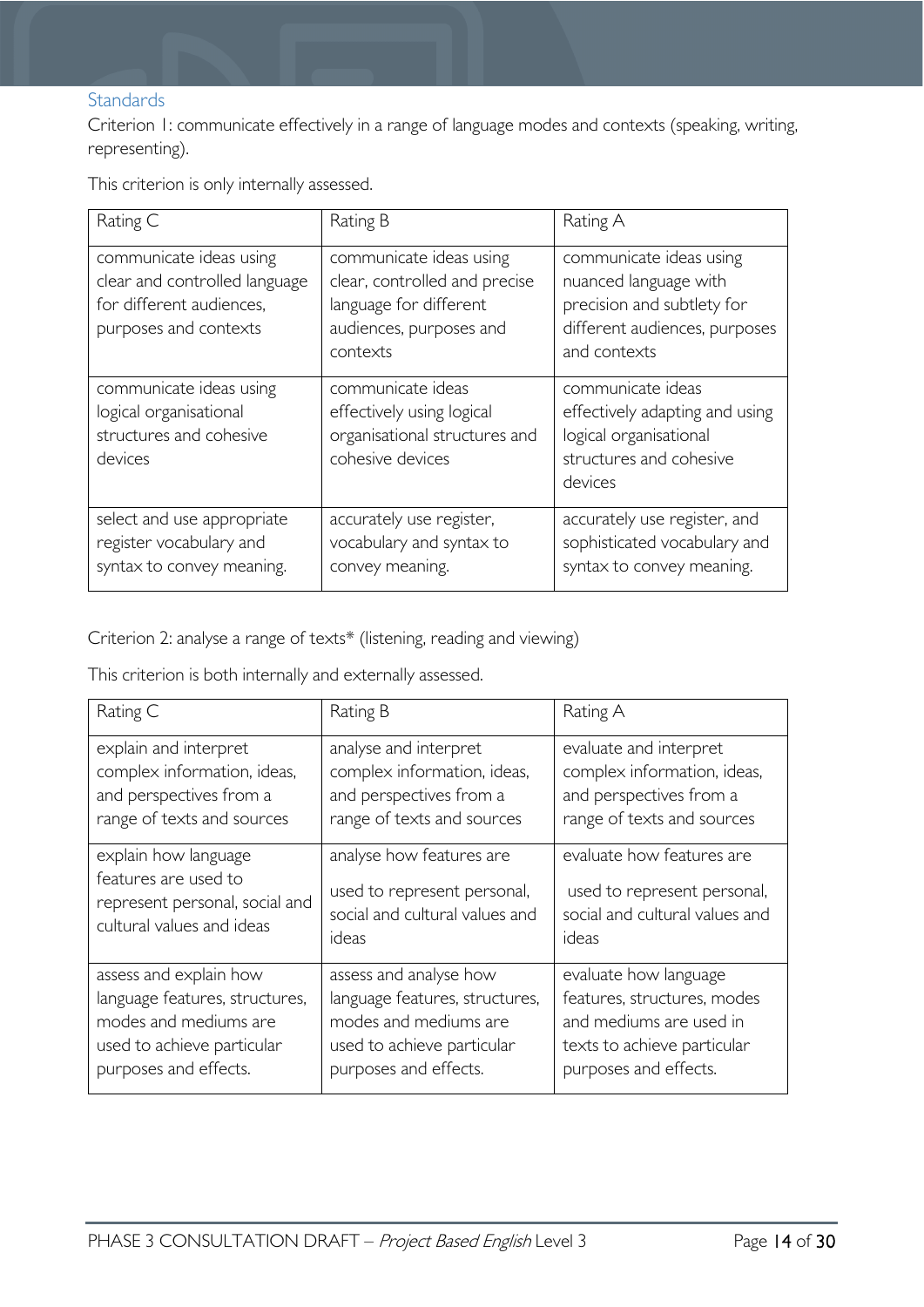### Standards

Criterion 1: communicate effectively in a range of language modes and contexts (speaking, writing, representing).

This criterion is only internally assessed.

| Rating C | Rating B | Rating A |
| --- | --- | --- |
| communicate ideas using clear and controlled language for different audiences, purposes and contexts | communicate ideas using clear, controlled and precise language for different audiences, purposes and contexts | communicate ideas using nuanced language with precision and subtlety for different audiences, purposes and contexts |
| communicate ideas using logical organisational structures and cohesive devices | communicate ideas effectively using logical organisational structures and cohesive devices | communicate ideas effectively adapting and using logical organisational structures and cohesive devices |
| select and use appropriate register vocabulary and syntax to convey meaning. | accurately use register, vocabulary and syntax to convey meaning. | accurately use register, and sophisticated vocabulary and syntax to convey meaning. |

Criterion 2: analyse a range of texts* (listening, reading and viewing)

This criterion is both internally and externally assessed.

| Rating C | Rating B | Rating A |
| --- | --- | --- |
| explain and interpret complex information, ideas, and perspectives from a range of texts and sources | analyse and interpret complex information, ideas, and perspectives from a range of texts and sources | evaluate and interpret complex information, ideas, and perspectives from a range of texts and sources |
| explain how language features are used to represent personal, social and cultural values and ideas | analyse how features are used to represent personal, social and cultural values and ideas | evaluate how features are used to represent personal, social and cultural values and ideas |
| assess and explain how language features, structures, modes and mediums are used to achieve particular purposes and effects. | assess and analyse how language features, structures, modes and mediums are used to achieve particular purposes and effects. | evaluate how language features, structures, modes and mediums are used in texts to achieve particular purposes and effects. |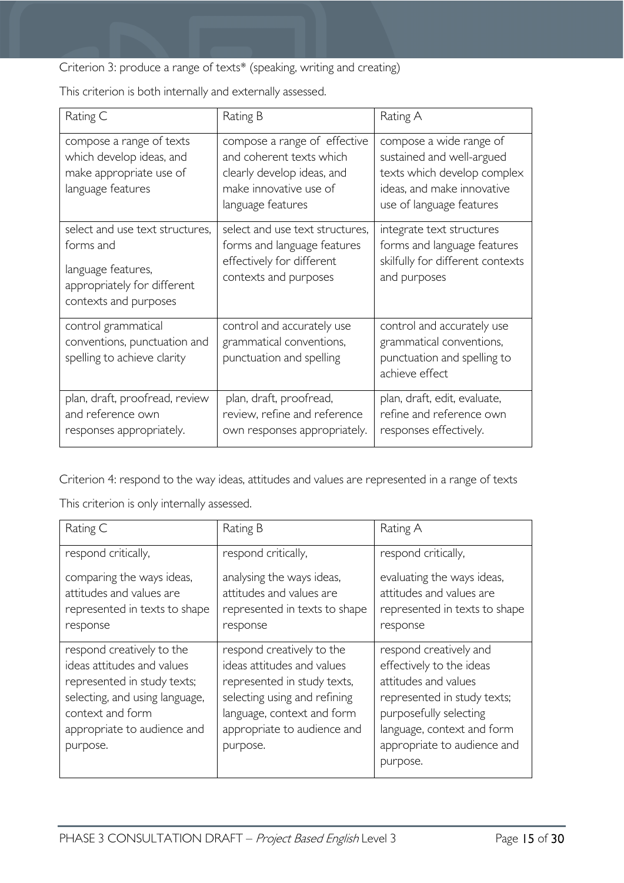Criterion 3: produce a range of texts* (speaking, writing and creating)

This criterion is both internally and externally assessed.

| Rating C | Rating B | Rating A |
|---|---|---|
| compose a range of texts which develop ideas, and make appropriate use of language features | compose a range of effective and coherent texts which clearly develop ideas, and make innovative use of language features | compose a wide range of sustained and well-argued texts which develop complex ideas, and make innovative use of language features |
| select and use text structures, forms and language features, appropriately for different contexts and purposes | select and use text structures, forms and language features effectively for different contexts and purposes | integrate text structures forms and language features skilfully for different contexts and purposes |
| control grammatical conventions, punctuation and spelling to achieve clarity | control and accurately use grammatical conventions, punctuation and spelling | control and accurately use grammatical conventions, punctuation and spelling to achieve effect |
| plan, draft, proofread, review and reference own responses appropriately. | plan, draft, proofread, review, refine and reference own responses appropriately. | plan, draft, edit, evaluate, refine and reference own responses effectively. |

Criterion 4: respond to the way ideas, attitudes and values are represented in a range of texts

This criterion is only internally assessed.

| Rating C | Rating B | Rating A |
|---|---|---|
| respond critically,<br><br>comparing the ways ideas, attitudes and values are represented in texts to shape response | respond critically,<br><br>analysing the ways ideas, attitudes and values are represented in texts to shape response | respond critically,<br><br>evaluating the ways ideas, attitudes and values are represented in texts to shape response |
| respond creatively to the ideas attitudes and values represented in study texts; selecting, and using language, context and form appropriate to audience and purpose. | respond creatively to the ideas attitudes and values represented in study texts, selecting using and refining language, context and form appropriate to audience and purpose. | respond creatively and effectively to the ideas attitudes and values represented in study texts; purposefully selecting language, context and form appropriate to audience and purpose. |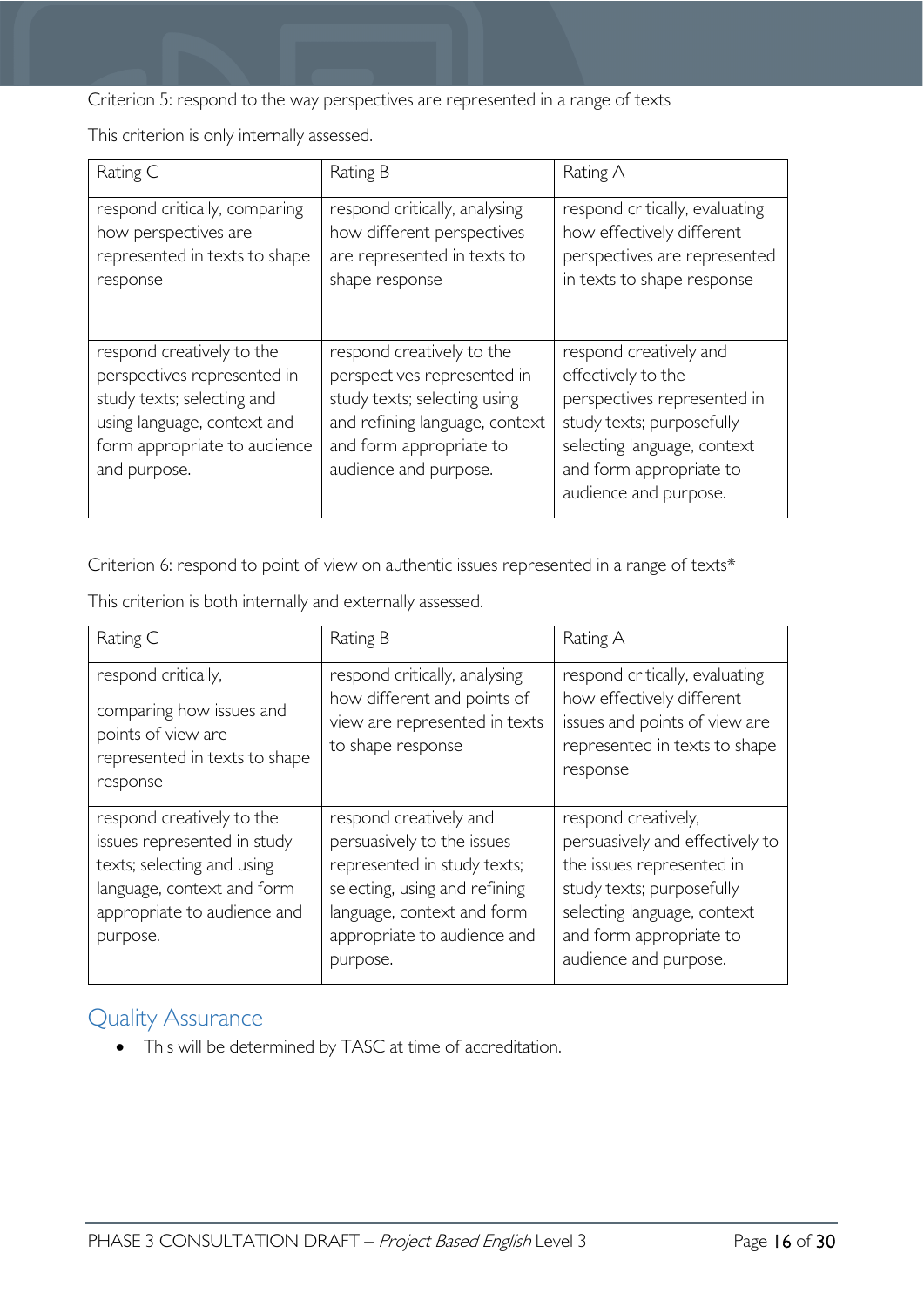Criterion 5: respond to the way perspectives are represented in a range of texts

This criterion is only internally assessed.

| Rating C | Rating B | Rating A |
| --- | --- | --- |
| respond critically, comparing how perspectives are represented in texts to shape response | respond critically, analysing how different perspectives are represented in texts to shape response | respond critically, evaluating how effectively different perspectives are represented in texts to shape response |
| respond creatively to the perspectives represented in study texts; selecting and using language, context and form appropriate to audience and purpose. | respond creatively to the perspectives represented in study texts; selecting using and refining language, context and form appropriate to audience and purpose. | respond creatively and effectively to the perspectives represented in study texts; purposefully selecting language, context and form appropriate to audience and purpose. |

Criterion 6: respond to point of view on authentic issues represented in a range of texts*

This criterion is both internally and externally assessed.

| Rating C | Rating B | Rating A |
| --- | --- | --- |
| respond critically, comparing how issues and points of view are represented in texts to shape response | respond critically, analysing how different and points of view are represented in texts to shape response | respond critically, evaluating how effectively different issues and points of view are represented in texts to shape response |
| respond creatively to the issues represented in study texts; selecting and using language, context and form appropriate to audience and purpose. | respond creatively and persuasively to the issues represented in study texts; selecting, using and refining language, context and form appropriate to audience and purpose. | respond creatively, persuasively and effectively to the issues represented in study texts; purposefully selecting language, context and form appropriate to audience and purpose. |

## Quality Assurance

- This will be determined by TASC at time of accreditation.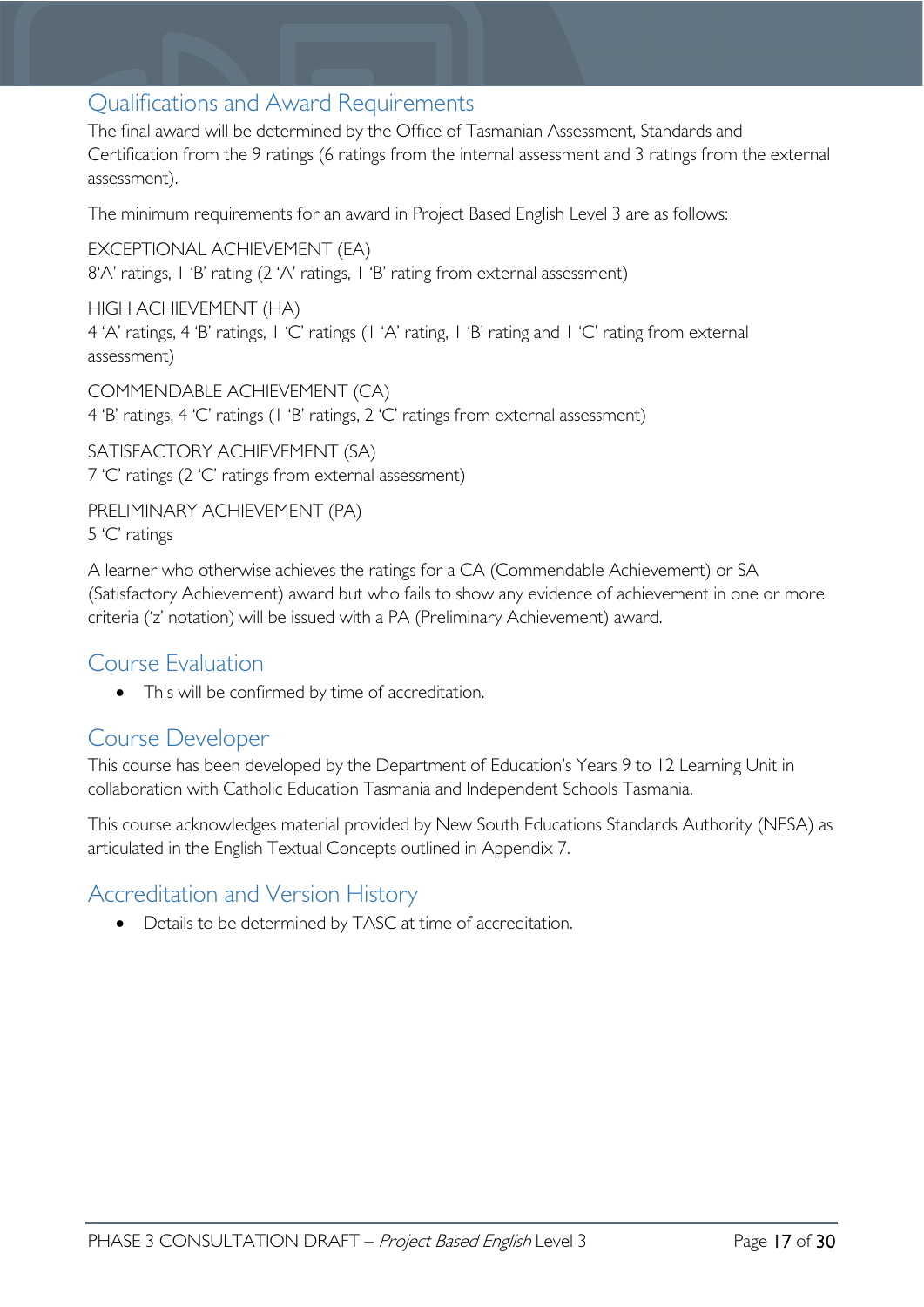## Qualifications and Award Requirements

The final award will be determined by the Office of Tasmanian Assessment, Standards and Certification from the 9 ratings (6 ratings from the internal assessment and 3 ratings from the external assessment).

The minimum requirements for an award in Project Based English Level 3 are as follows:

EXCEPTIONAL ACHIEVEMENT (EA)
8'A' ratings, 1 'B' rating (2 'A' ratings, 1 'B' rating from external assessment)

HIGH ACHIEVEMENT (HA)
4 'A' ratings, 4 'B' ratings, 1 'C' ratings (1 'A' rating, 1 'B' rating and 1 'C' rating from external assessment)

COMMENDABLE ACHIEVEMENT (CA)
4 'B' ratings, 4 'C' ratings (1 'B' ratings, 2 'C' ratings from external assessment)

SATISFACTORY ACHIEVEMENT (SA)
7 'C' ratings (2 'C' ratings from external assessment)

PRELIMINARY ACHIEVEMENT (PA)
5 'C' ratings

A learner who otherwise achieves the ratings for a CA (Commendable Achievement) or SA (Satisfactory Achievement) award but who fails to show any evidence of achievement in one or more criteria ('z' notation) will be issued with a PA (Preliminary Achievement) award.

## Course Evaluation

- This will be confirmed by time of accreditation.

## Course Developer

This course has been developed by the Department of Education's Years 9 to 12 Learning Unit in collaboration with Catholic Education Tasmania and Independent Schools Tasmania.

This course acknowledges material provided by New South Educations Standards Authority (NESA) as articulated in the English Textual Concepts outlined in Appendix 7.

## Accreditation and Version History

- Details to be determined by TASC at time of accreditation.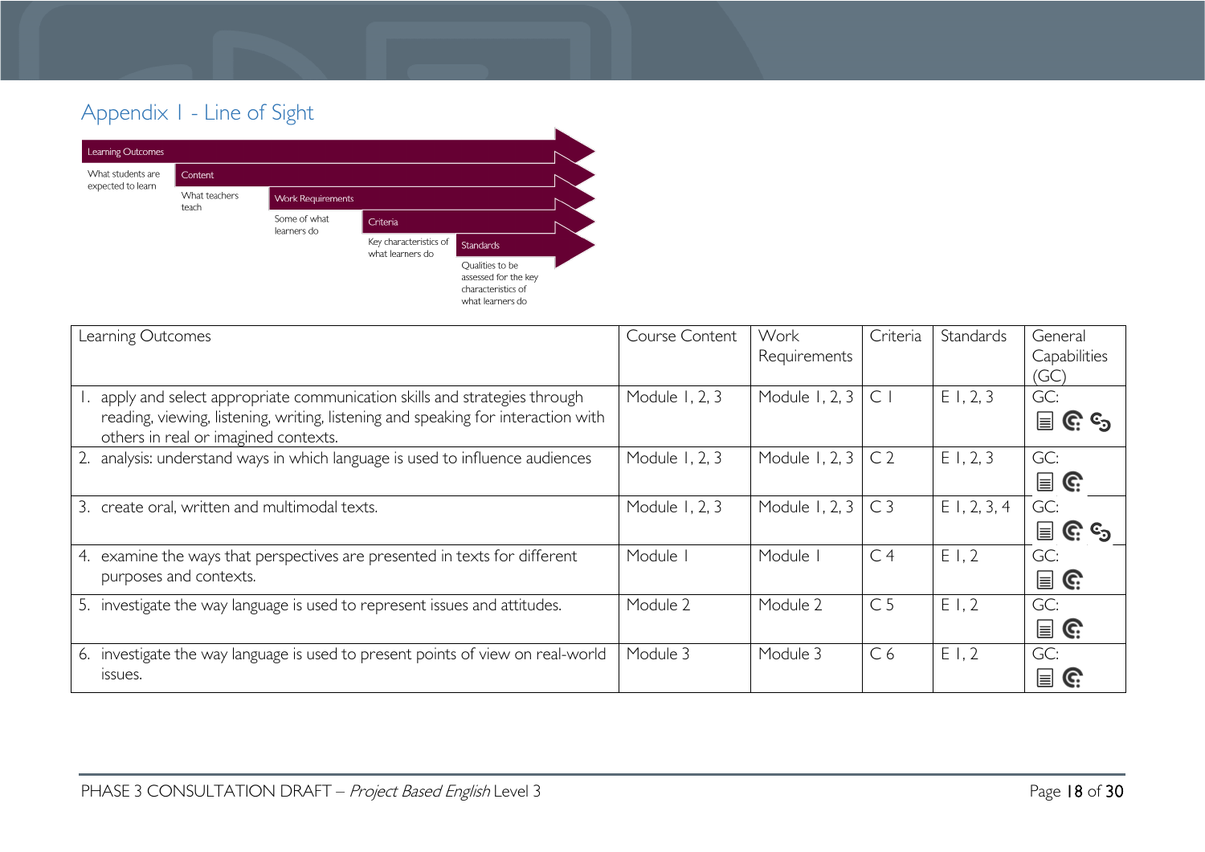## Appendix 1 - Line of Sight

Learning Outcomes — What students are expected to learn

Content — What teachers teach

Work Requirements — Some of what learners do

Criteria — Key characteristics of what learners do

Standards — Qualities to be assessed for the key characteristics of what learners do

| Learning Outcomes | Course Content | Work Requirements | Criteria | Standards | General Capabilities (GC) |
|---|---|---|---|---|---|
| 1. apply and select appropriate communication skills and strategies through reading, viewing, listening, writing, listening and speaking for interaction with others in real or imagined contexts. | Module 1, 2, 3 | Module 1, 2, 3 | C 1 | E 1, 2, 3 | GC: |
| 2. analysis: understand ways in which language is used to influence audiences | Module 1, 2, 3 | Module 1, 2, 3 | C 2 | E 1, 2, 3 | GC: |
| 3. create oral, written and multimodal texts. | Module 1, 2, 3 | Module 1, 2, 3 | C 3 | E 1, 2, 3, 4 | GC: |
| 4. examine the ways that perspectives are presented in texts for different purposes and contexts. | Module 1 | Module 1 | C 4 | E 1, 2 | GC: |
| 5. investigate the way language is used to represent issues and attitudes. | Module 2 | Module 2 | C 5 | E 1, 2 | GC: |
| 6. investigate the way language is used to present points of view on real-world issues. | Module 3 | Module 3 | C 6 | E 1, 2 | GC: |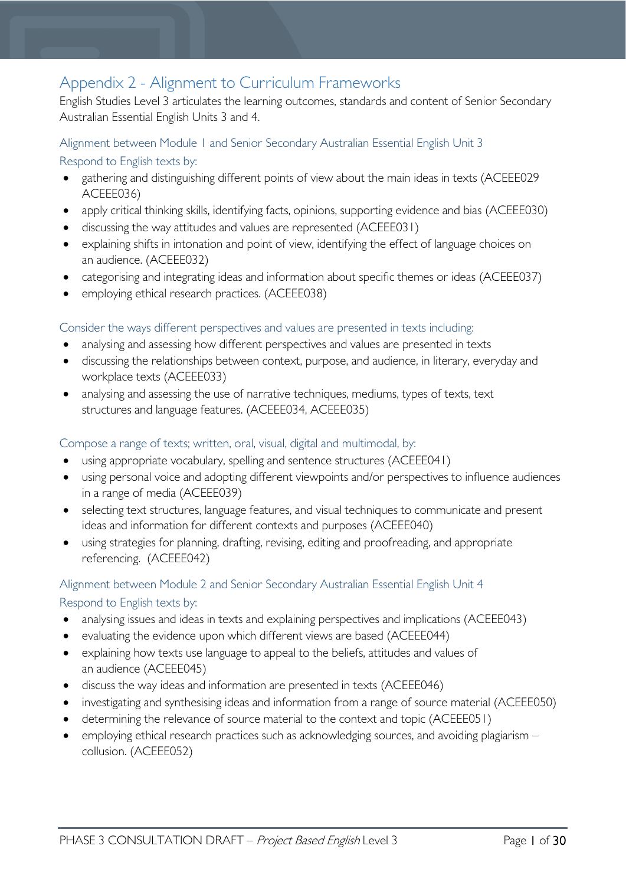# Appendix 2 - Alignment to Curriculum Frameworks

English Studies Level 3 articulates the learning outcomes, standards and content of Senior Secondary Australian Essential English Units 3 and 4.

## Alignment between Module 1 and Senior Secondary Australian Essential English Unit 3

### Respond to English texts by:

- gathering and distinguishing different points of view about the main ideas in texts (ACEEE029 ACEEE036)
- apply critical thinking skills, identifying facts, opinions, supporting evidence and bias (ACEEE030)
- discussing the way attitudes and values are represented (ACEEE031)
- explaining shifts in intonation and point of view, identifying the effect of language choices on an audience. (ACEEE032)
- categorising and integrating ideas and information about specific themes or ideas (ACEEE037)
- employing ethical research practices. (ACEEE038)

### Consider the ways different perspectives and values are presented in texts including:

- analysing and assessing how different perspectives and values are presented in texts
- discussing the relationships between context, purpose, and audience, in literary, everyday and workplace texts (ACEEE033)
- analysing and assessing the use of narrative techniques, mediums, types of texts, text structures and language features. (ACEEE034, ACEEE035)

### Compose a range of texts; written, oral, visual, digital and multimodal, by:

- using appropriate vocabulary, spelling and sentence structures (ACEEE041)
- using personal voice and adopting different viewpoints and/or perspectives to influence audiences in a range of media (ACEEE039)
- selecting text structures, language features, and visual techniques to communicate and present ideas and information for different contexts and purposes (ACEEE040)
- using strategies for planning, drafting, revising, editing and proofreading, and appropriate referencing. (ACEEE042)

## Alignment between Module 2 and Senior Secondary Australian Essential English Unit 4

### Respond to English texts by:

- analysing issues and ideas in texts and explaining perspectives and implications (ACEEE043)
- evaluating the evidence upon which different views are based (ACEEE044)
- explaining how texts use language to appeal to the beliefs, attitudes and values of an audience (ACEEE045)
- discuss the way ideas and information are presented in texts (ACEEE046)
- investigating and synthesising ideas and information from a range of source material (ACEEE050)
- determining the relevance of source material to the context and topic (ACEEE051)
- employing ethical research practices such as acknowledging sources, and avoiding plagiarism – collusion. (ACEEE052)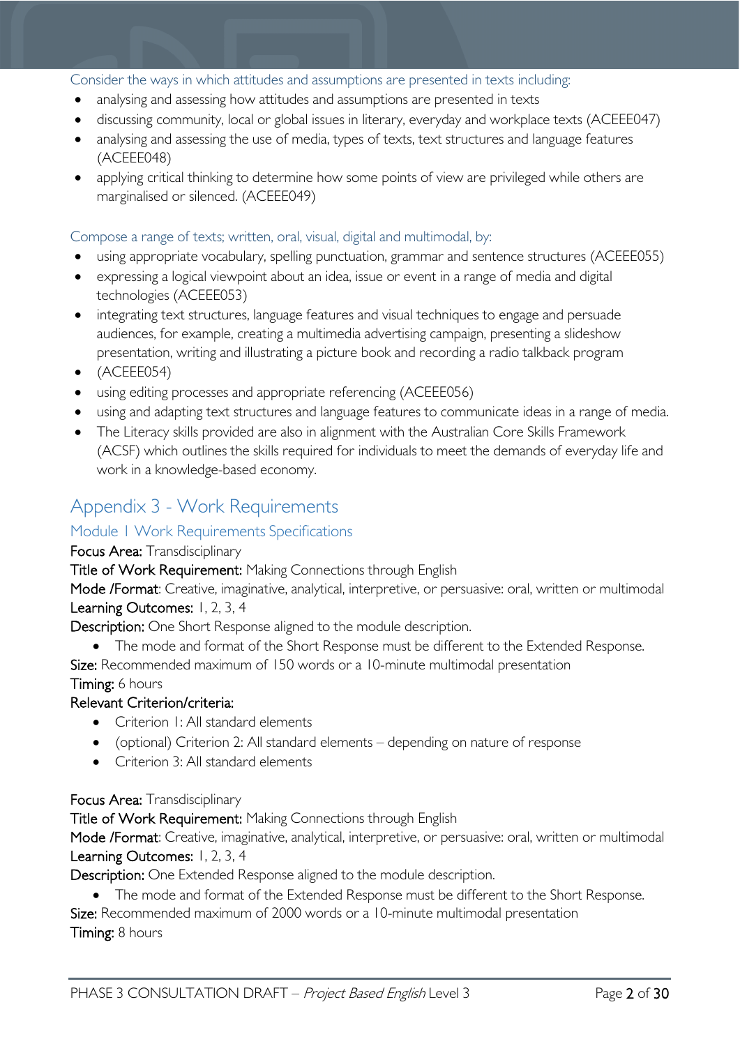Consider the ways in which attitudes and assumptions are presented in texts including:

- analysing and assessing how attitudes and assumptions are presented in texts
- discussing community, local or global issues in literary, everyday and workplace texts (ACEEE047)
- analysing and assessing the use of media, types of texts, text structures and language features (ACEEE048)
- applying critical thinking to determine how some points of view are privileged while others are marginalised or silenced. (ACEEE049)

Compose a range of texts; written, oral, visual, digital and multimodal, by:

- using appropriate vocabulary, spelling punctuation, grammar and sentence structures (ACEEE055)
- expressing a logical viewpoint about an idea, issue or event in a range of media and digital technologies (ACEEE053)
- integrating text structures, language features and visual techniques to engage and persuade audiences, for example, creating a multimedia advertising campaign, presenting a slideshow presentation, writing and illustrating a picture book and recording a radio talkback program
- (ACEEE054)
- using editing processes and appropriate referencing (ACEEE056)
- using and adapting text structures and language features to communicate ideas in a range of media.
- The Literacy skills provided are also in alignment with the Australian Core Skills Framework (ACSF) which outlines the skills required for individuals to meet the demands of everyday life and work in a knowledge-based economy.

## Appendix 3 - Work Requirements

### Module 1 Work Requirements Specifications

**Focus Area:** Transdisciplinary

**Title of Work Requirement:** Making Connections through English

**Mode /Format**: Creative, imaginative, analytical, interpretive, or persuasive: oral, written or multimodal

**Learning Outcomes:** 1, 2, 3, 4

**Description:** One Short Response aligned to the module description.

- The mode and format of the Short Response must be different to the Extended Response.

**Size:** Recommended maximum of 150 words or a 10-minute multimodal presentation

**Timing:** 6 hours

**Relevant Criterion/criteria:**

- Criterion 1: All standard elements
- (optional) Criterion 2: All standard elements – depending on nature of response
- Criterion 3: All standard elements

**Focus Area:** Transdisciplinary

**Title of Work Requirement:** Making Connections through English

**Mode /Format**: Creative, imaginative, analytical, interpretive, or persuasive: oral, written or multimodal

**Learning Outcomes:** 1, 2, 3, 4

**Description:** One Extended Response aligned to the module description.

- The mode and format of the Extended Response must be different to the Short Response.

**Size:** Recommended maximum of 2000 words or a 10-minute multimodal presentation

**Timing:** 8 hours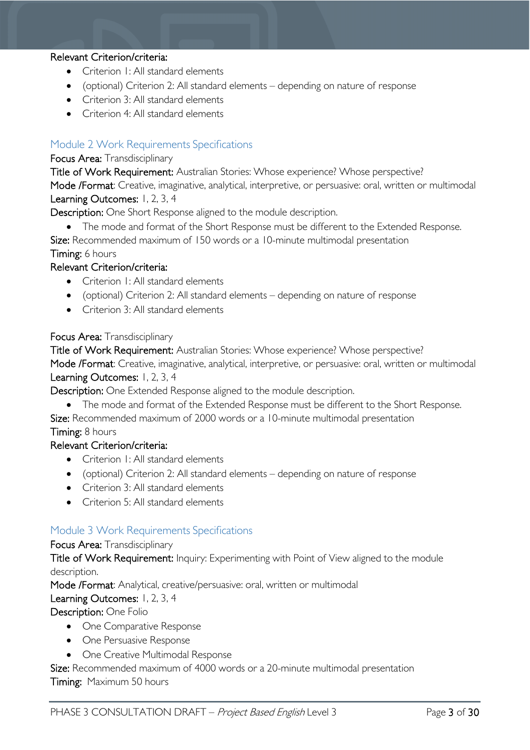Relevant Criterion/criteria:

- Criterion 1: All standard elements
- (optional) Criterion 2: All standard elements – depending on nature of response
- Criterion 3: All standard elements
- Criterion 4: All standard elements

## Module 2 Work Requirements Specifications

Focus Area: Transdisciplinary

Title of Work Requirement: Australian Stories: Whose experience? Whose perspective?

Mode /Format: Creative, imaginative, analytical, interpretive, or persuasive: oral, written or multimodal

Learning Outcomes: 1, 2, 3, 4

Description: One Short Response aligned to the module description.

- The mode and format of the Short Response must be different to the Extended Response.

Size: Recommended maximum of 150 words or a 10-minute multimodal presentation

Timing: 6 hours

Relevant Criterion/criteria:

- Criterion 1: All standard elements
- (optional) Criterion 2: All standard elements – depending on nature of response
- Criterion 3: All standard elements

Focus Area: Transdisciplinary

Title of Work Requirement: Australian Stories: Whose experience? Whose perspective?

Mode /Format: Creative, imaginative, analytical, interpretive, or persuasive: oral, written or multimodal

Learning Outcomes: 1, 2, 3, 4

Description: One Extended Response aligned to the module description.

- The mode and format of the Extended Response must be different to the Short Response.

Size: Recommended maximum of 2000 words or a 10-minute multimodal presentation

Timing: 8 hours

Relevant Criterion/criteria:

- Criterion 1: All standard elements
- (optional) Criterion 2: All standard elements – depending on nature of response
- Criterion 3: All standard elements
- Criterion 5: All standard elements

## Module 3 Work Requirements Specifications

Focus Area: Transdisciplinary

Title of Work Requirement: Inquiry: Experimenting with Point of View aligned to the module description.

Mode /Format: Analytical, creative/persuasive: oral, written or multimodal

Learning Outcomes: 1, 2, 3, 4

Description: One Folio

- One Comparative Response
- One Persuasive Response
- One Creative Multimodal Response

Size: Recommended maximum of 4000 words or a 20-minute multimodal presentation

Timing: Maximum 50 hours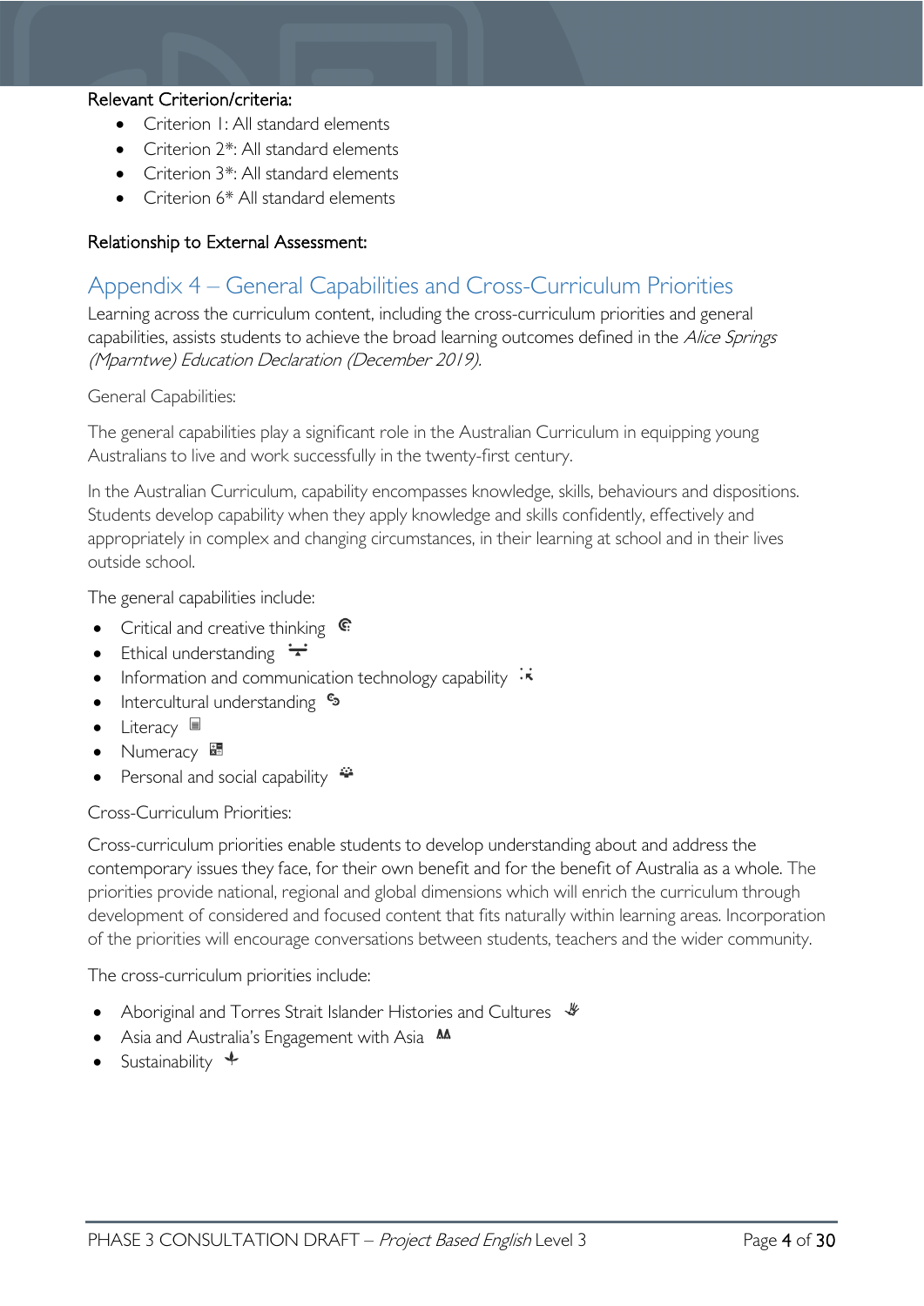**Relevant Criterion/criteria:**

- Criterion 1: All standard elements
- Criterion 2*: All standard elements
- Criterion 3*: All standard elements
- Criterion 6* All standard elements

**Relationship to External Assessment:**

## Appendix 4 – General Capabilities and Cross-Curriculum Priorities

Learning across the curriculum content, including the cross-curriculum priorities and general capabilities, assists students to achieve the broad learning outcomes defined in the *Alice Springs (Mparntwe) Education Declaration (December 2019).*

General Capabilities:

The general capabilities play a significant role in the Australian Curriculum in equipping young Australians to live and work successfully in the twenty-first century.

In the Australian Curriculum, capability encompasses knowledge, skills, behaviours and dispositions. Students develop capability when they apply knowledge and skills confidently, effectively and appropriately in complex and changing circumstances, in their learning at school and in their lives outside school.

The general capabilities include:

- Critical and creative thinking
- Ethical understanding
- Information and communication technology capability
- Intercultural understanding
- Literacy
- Numeracy
- Personal and social capability

Cross-Curriculum Priorities:

Cross-curriculum priorities enable students to develop understanding about and address the contemporary issues they face, for their own benefit and for the benefit of Australia as a whole. The priorities provide national, regional and global dimensions which will enrich the curriculum through development of considered and focused content that fits naturally within learning areas. Incorporation of the priorities will encourage conversations between students, teachers and the wider community.

The cross-curriculum priorities include:

- Aboriginal and Torres Strait Islander Histories and Cultures
- Asia and Australia's Engagement with Asia
- Sustainability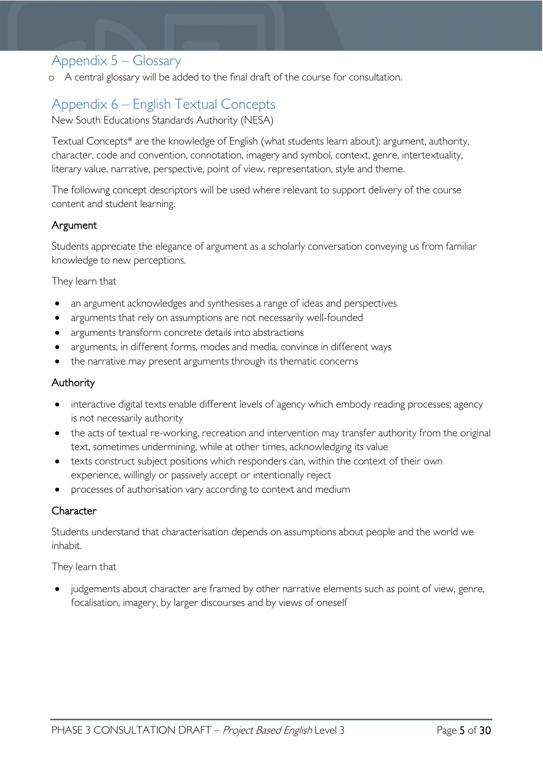## Appendix 5 – Glossary

- A central glossary will be added to the final draft of the course for consultation.

## Appendix 6 – English Textual Concepts

New South Educations Standards Authority (NESA)

Textual Concepts* are the knowledge of English (what students learn about): argument, authority, character, code and convention, connotation, imagery and symbol, context, genre, intertextuality, literary value, narrative, perspective, point of view, representation, style and theme.

The following concept descriptors will be used where relevant to support delivery of the course content and student learning.

### Argument

Students appreciate the elegance of argument as a scholarly conversation conveying us from familiar knowledge to new perceptions.

They learn that

- an argument acknowledges and synthesises a range of ideas and perspectives
- arguments that rely on assumptions are not necessarily well-founded
- arguments transform concrete details into abstractions
- arguments, in different forms, modes and media, convince in different ways
- the narrative may present arguments through its thematic concerns

### Authority

- interactive digital texts enable different levels of agency which embody reading processes; agency is not necessarily authority
- the acts of textual re-working, recreation and intervention may transfer authority from the original text, sometimes undermining, while at other times, acknowledging its value
- texts construct subject positions which responders can, within the context of their own experience, willingly or passively accept or intentionally reject
- processes of authorisation vary according to context and medium

### Character

Students understand that characterisation depends on assumptions about people and the world we inhabit.

They learn that

- judgements about character are framed by other narrative elements such as point of view, genre, focalisation, imagery, by larger discourses and by views of oneself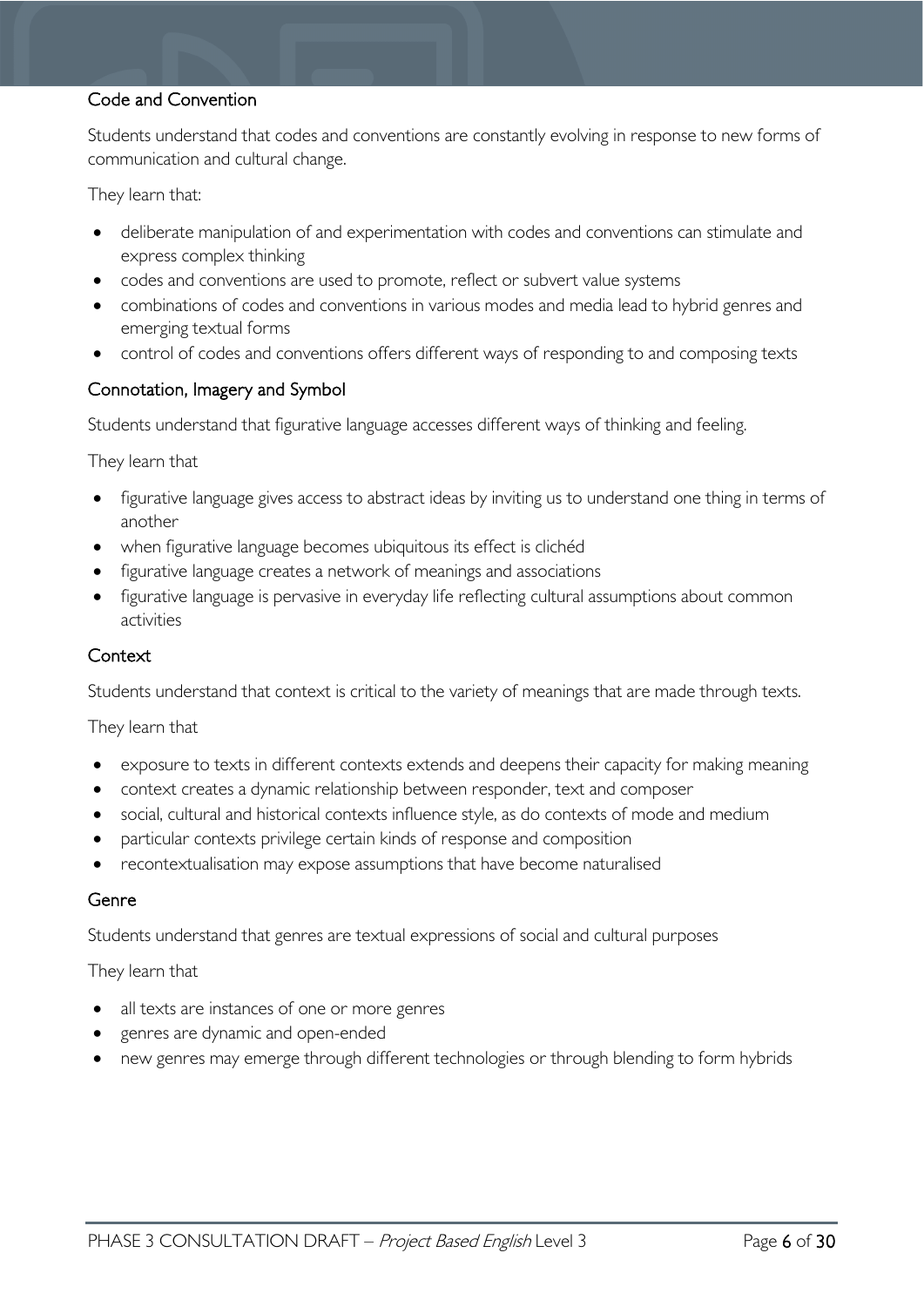### Code and Convention

Students understand that codes and conventions are constantly evolving in response to new forms of communication and cultural change.

They learn that:

- deliberate manipulation of and experimentation with codes and conventions can stimulate and express complex thinking
- codes and conventions are used to promote, reflect or subvert value systems
- combinations of codes and conventions in various modes and media lead to hybrid genres and emerging textual forms
- control of codes and conventions offers different ways of responding to and composing texts

### Connotation, Imagery and Symbol

Students understand that figurative language accesses different ways of thinking and feeling.

They learn that

- figurative language gives access to abstract ideas by inviting us to understand one thing in terms of another
- when figurative language becomes ubiquitous its effect is clichéd
- figurative language creates a network of meanings and associations
- figurative language is pervasive in everyday life reflecting cultural assumptions about common activities

### Context

Students understand that context is critical to the variety of meanings that are made through texts.

They learn that

- exposure to texts in different contexts extends and deepens their capacity for making meaning
- context creates a dynamic relationship between responder, text and composer
- social, cultural and historical contexts influence style, as do contexts of mode and medium
- particular contexts privilege certain kinds of response and composition
- recontextualisation may expose assumptions that have become naturalised

### Genre

Students understand that genres are textual expressions of social and cultural purposes

They learn that

- all texts are instances of one or more genres
- genres are dynamic and open-ended
- new genres may emerge through different technologies or through blending to form hybrids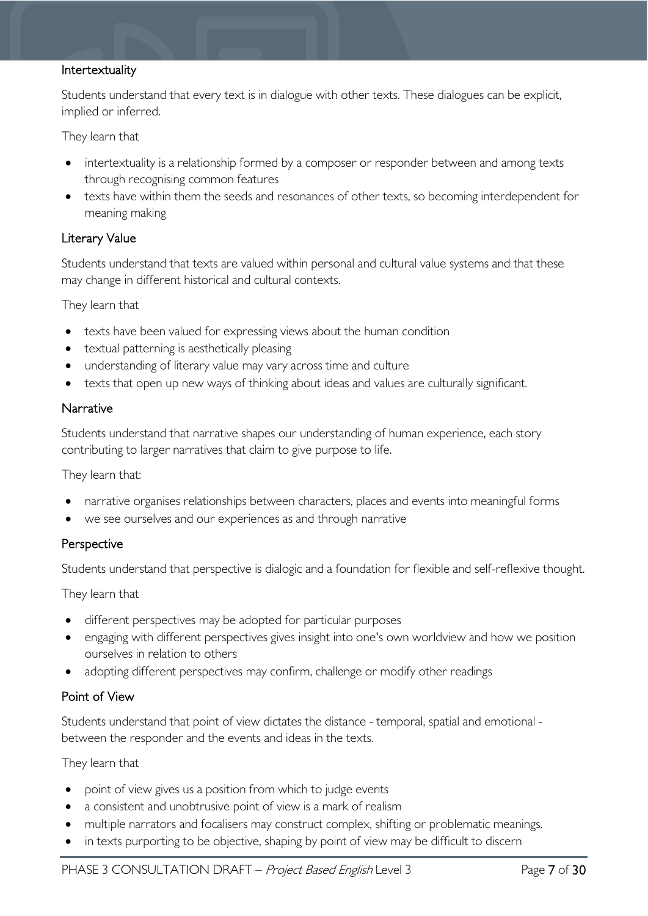### Intertextuality

Students understand that every text is in dialogue with other texts. These dialogues can be explicit, implied or inferred.

They learn that

- intertextuality is a relationship formed by a composer or responder between and among texts through recognising common features
- texts have within them the seeds and resonances of other texts, so becoming interdependent for meaning making

### Literary Value

Students understand that texts are valued within personal and cultural value systems and that these may change in different historical and cultural contexts.

They learn that

- texts have been valued for expressing views about the human condition
- textual patterning is aesthetically pleasing
- understanding of literary value may vary across time and culture
- texts that open up new ways of thinking about ideas and values are culturally significant.

### Narrative

Students understand that narrative shapes our understanding of human experience, each story contributing to larger narratives that claim to give purpose to life.

They learn that:

- narrative organises relationships between characters, places and events into meaningful forms
- we see ourselves and our experiences as and through narrative

### Perspective

Students understand that perspective is dialogic and a foundation for flexible and self-reflexive thought.

They learn that

- different perspectives may be adopted for particular purposes
- engaging with different perspectives gives insight into one's own worldview and how we position ourselves in relation to others
- adopting different perspectives may confirm, challenge or modify other readings

### Point of View

Students understand that point of view dictates the distance - temporal, spatial and emotional - between the responder and the events and ideas in the texts.

They learn that

- point of view gives us a position from which to judge events
- a consistent and unobtrusive point of view is a mark of realism
- multiple narrators and focalisers may construct complex, shifting or problematic meanings.
- in texts purporting to be objective, shaping by point of view may be difficult to discern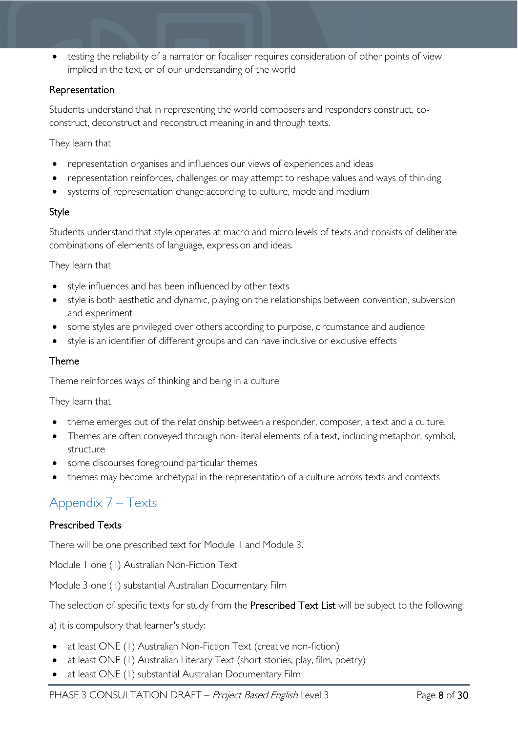- testing the reliability of a narrator or focaliser requires consideration of other points of view implied in the text or of our understanding of the world

### Representation

Students understand that in representing the world composers and responders construct, co-construct, deconstruct and reconstruct meaning in and through texts.

They learn that

- representation organises and influences our views of experiences and ideas
- representation reinforces, challenges or may attempt to reshape values and ways of thinking
- systems of representation change according to culture, mode and medium

### Style

Students understand that style operates at macro and micro levels of texts and consists of deliberate combinations of elements of language, expression and ideas.

They learn that

- style influences and has been influenced by other texts
- style is both aesthetic and dynamic, playing on the relationships between convention, subversion and experiment
- some styles are privileged over others according to purpose, circumstance and audience
- style is an identifier of different groups and can have inclusive or exclusive effects

### Theme

Theme reinforces ways of thinking and being in a culture

They learn that

- theme emerges out of the relationship between a responder, composer, a text and a culture.
- Themes are often conveyed through non-literal elements of a text, including metaphor, symbol, structure
- some discourses foreground particular themes
- themes may become archetypal in the representation of a culture across texts and contexts

## Appendix 7 – Texts

### Prescribed Texts

There will be one prescribed text for Module 1 and Module 3.

Module 1 one (1) Australian Non-Fiction Text

Module 3 one (1) substantial Australian Documentary Film

The selection of specific texts for study from the **Prescribed Text List** will be subject to the following:

a) it is compulsory that learner's study:

- at least ONE (1) Australian Non-Fiction Text (creative non-fiction)
- at least ONE (1) Australian Literary Text (short stories, play, film, poetry)
- at least ONE (1) substantial Australian Documentary Film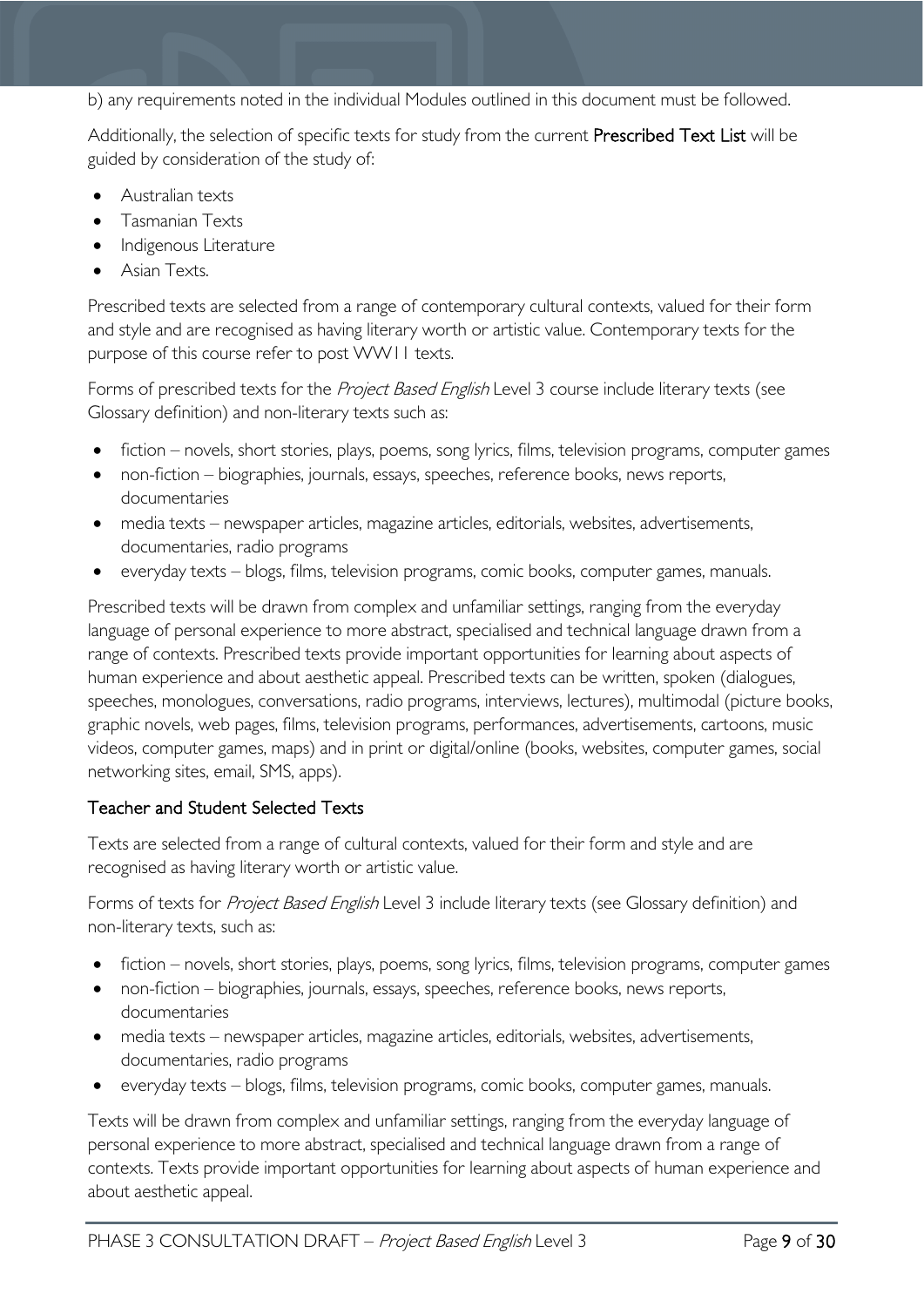b) any requirements noted in the individual Modules outlined in this document must be followed.

Additionally, the selection of specific texts for study from the current **Prescribed Text List** will be guided by consideration of the study of:

- Australian texts
- Tasmanian Texts
- Indigenous Literature
- Asian Texts.

Prescribed texts are selected from a range of contemporary cultural contexts, valued for their form and style and are recognised as having literary worth or artistic value. Contemporary texts for the purpose of this course refer to post WWII texts.

Forms of prescribed texts for the *Project Based English* Level 3 course include literary texts (see Glossary definition) and non-literary texts such as:

- fiction – novels, short stories, plays, poems, song lyrics, films, television programs, computer games
- non-fiction – biographies, journals, essays, speeches, reference books, news reports, documentaries
- media texts – newspaper articles, magazine articles, editorials, websites, advertisements, documentaries, radio programs
- everyday texts – blogs, films, television programs, comic books, computer games, manuals.

Prescribed texts will be drawn from complex and unfamiliar settings, ranging from the everyday language of personal experience to more abstract, specialised and technical language drawn from a range of contexts. Prescribed texts provide important opportunities for learning about aspects of human experience and about aesthetic appeal. Prescribed texts can be written, spoken (dialogues, speeches, monologues, conversations, radio programs, interviews, lectures), multimodal (picture books, graphic novels, web pages, films, television programs, performances, advertisements, cartoons, music videos, computer games, maps) and in print or digital/online (books, websites, computer games, social networking sites, email, SMS, apps).

### Teacher and Student Selected Texts

Texts are selected from a range of cultural contexts, valued for their form and style and are recognised as having literary worth or artistic value.

Forms of texts for *Project Based English* Level 3 include literary texts (see Glossary definition) and non-literary texts, such as:

- fiction – novels, short stories, plays, poems, song lyrics, films, television programs, computer games
- non-fiction – biographies, journals, essays, speeches, reference books, news reports, documentaries
- media texts – newspaper articles, magazine articles, editorials, websites, advertisements, documentaries, radio programs
- everyday texts – blogs, films, television programs, comic books, computer games, manuals.

Texts will be drawn from complex and unfamiliar settings, ranging from the everyday language of personal experience to more abstract, specialised and technical language drawn from a range of contexts. Texts provide important opportunities for learning about aspects of human experience and about aesthetic appeal.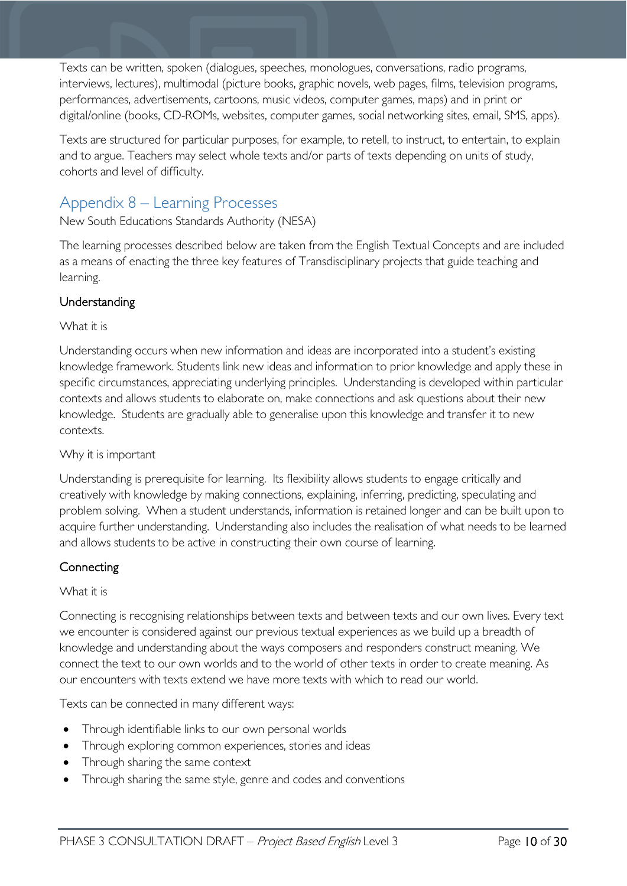Texts can be written, spoken (dialogues, speeches, monologues, conversations, radio programs, interviews, lectures), multimodal (picture books, graphic novels, web pages, films, television programs, performances, advertisements, cartoons, music videos, computer games, maps) and in print or digital/online (books, CD-ROMs, websites, computer games, social networking sites, email, SMS, apps).

Texts are structured for particular purposes, for example, to retell, to instruct, to entertain, to explain and to argue. Teachers may select whole texts and/or parts of texts depending on units of study, cohorts and level of difficulty.

## Appendix 8 – Learning Processes

New South Educations Standards Authority (NESA)

The learning processes described below are taken from the English Textual Concepts and are included as a means of enacting the three key features of Transdisciplinary projects that guide teaching and learning.

### Understanding

What it is

Understanding occurs when new information and ideas are incorporated into a student's existing knowledge framework. Students link new ideas and information to prior knowledge and apply these in specific circumstances, appreciating underlying principles. Understanding is developed within particular contexts and allows students to elaborate on, make connections and ask questions about their new knowledge. Students are gradually able to generalise upon this knowledge and transfer it to new contexts.

Why it is important

Understanding is prerequisite for learning. Its flexibility allows students to engage critically and creatively with knowledge by making connections, explaining, inferring, predicting, speculating and problem solving. When a student understands, information is retained longer and can be built upon to acquire further understanding. Understanding also includes the realisation of what needs to be learned and allows students to be active in constructing their own course of learning.

### Connecting

What it is

Connecting is recognising relationships between texts and between texts and our own lives. Every text we encounter is considered against our previous textual experiences as we build up a breadth of knowledge and understanding about the ways composers and responders construct meaning. We connect the text to our own worlds and to the world of other texts in order to create meaning. As our encounters with texts extend we have more texts with which to read our world.

Texts can be connected in many different ways:

- Through identifiable links to our own personal worlds
- Through exploring common experiences, stories and ideas
- Through sharing the same context
- Through sharing the same style, genre and codes and conventions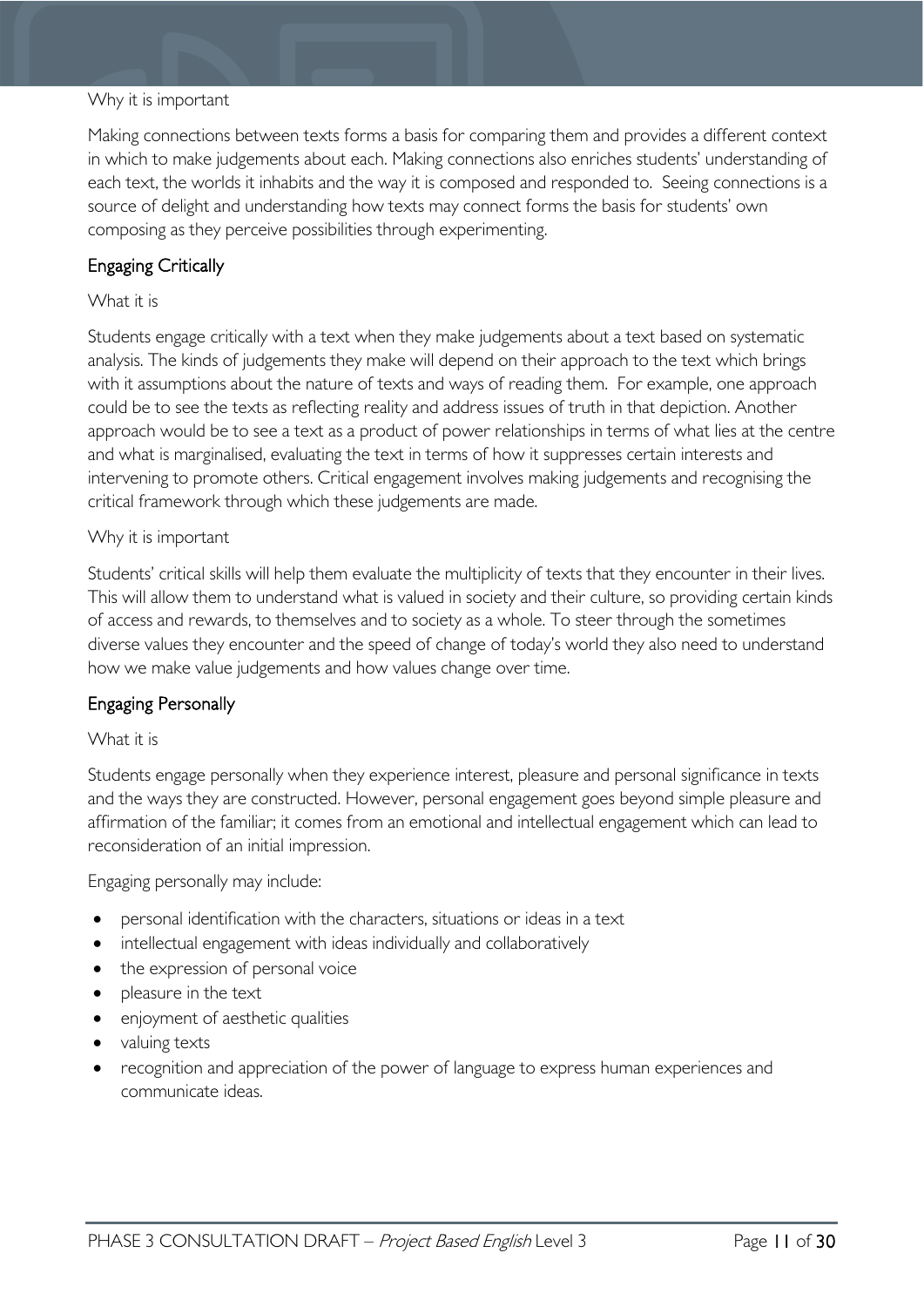Why it is important

Making connections between texts forms a basis for comparing them and provides a different context in which to make judgements about each. Making connections also enriches students' understanding of each text, the worlds it inhabits and the way it is composed and responded to. Seeing connections is a source of delight and understanding how texts may connect forms the basis for students' own composing as they perceive possibilities through experimenting.

## Engaging Critically

What it is

Students engage critically with a text when they make judgements about a text based on systematic analysis. The kinds of judgements they make will depend on their approach to the text which brings with it assumptions about the nature of texts and ways of reading them. For example, one approach could be to see the texts as reflecting reality and address issues of truth in that depiction. Another approach would be to see a text as a product of power relationships in terms of what lies at the centre and what is marginalised, evaluating the text in terms of how it suppresses certain interests and intervening to promote others. Critical engagement involves making judgements and recognising the critical framework through which these judgements are made.

Why it is important

Students' critical skills will help them evaluate the multiplicity of texts that they encounter in their lives. This will allow them to understand what is valued in society and their culture, so providing certain kinds of access and rewards, to themselves and to society as a whole. To steer through the sometimes diverse values they encounter and the speed of change of today's world they also need to understand how we make value judgements and how values change over time.

## Engaging Personally

What it is

Students engage personally when they experience interest, pleasure and personal significance in texts and the ways they are constructed. However, personal engagement goes beyond simple pleasure and affirmation of the familiar; it comes from an emotional and intellectual engagement which can lead to reconsideration of an initial impression.

Engaging personally may include:

- personal identification with the characters, situations or ideas in a text
- intellectual engagement with ideas individually and collaboratively
- the expression of personal voice
- pleasure in the text
- enjoyment of aesthetic qualities
- valuing texts
- recognition and appreciation of the power of language to express human experiences and communicate ideas.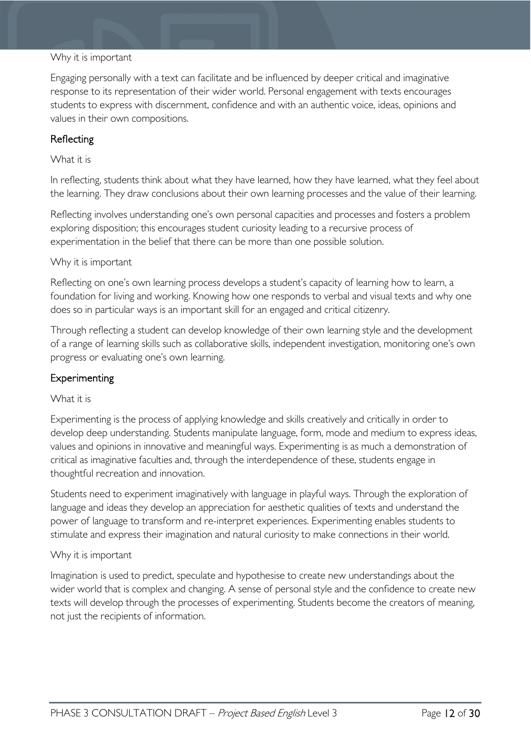Why it is important

Engaging personally with a text can facilitate and be influenced by deeper critical and imaginative response to its representation of their wider world. Personal engagement with texts encourages students to express with discernment, confidence and with an authentic voice, ideas, opinions and values in their own compositions.

### Reflecting

What it is

In reflecting, students think about what they have learned, how they have learned, what they feel about the learning. They draw conclusions about their own learning processes and the value of their learning.

Reflecting involves understanding one's own personal capacities and processes and fosters a problem exploring disposition; this encourages student curiosity leading to a recursive process of experimentation in the belief that there can be more than one possible solution.

Why it is important

Reflecting on one's own learning process develops a student's capacity of learning how to learn, a foundation for living and working. Knowing how one responds to verbal and visual texts and why one does so in particular ways is an important skill for an engaged and critical citizenry.

Through reflecting a student can develop knowledge of their own learning style and the development of a range of learning skills such as collaborative skills, independent investigation, monitoring one's own progress or evaluating one's own learning.

### Experimenting

What it is

Experimenting is the process of applying knowledge and skills creatively and critically in order to develop deep understanding. Students manipulate language, form, mode and medium to express ideas, values and opinions in innovative and meaningful ways. Experimenting is as much a demonstration of critical as imaginative faculties and, through the interdependence of these, students engage in thoughtful recreation and innovation.

Students need to experiment imaginatively with language in playful ways. Through the exploration of language and ideas they develop an appreciation for aesthetic qualities of texts and understand the power of language to transform and re-interpret experiences. Experimenting enables students to stimulate and express their imagination and natural curiosity to make connections in their world.

Why it is important

Imagination is used to predict, speculate and hypothesise to create new understandings about the wider world that is complex and changing. A sense of personal style and the confidence to create new texts will develop through the processes of experimenting. Students become the creators of meaning, not just the recipients of information.